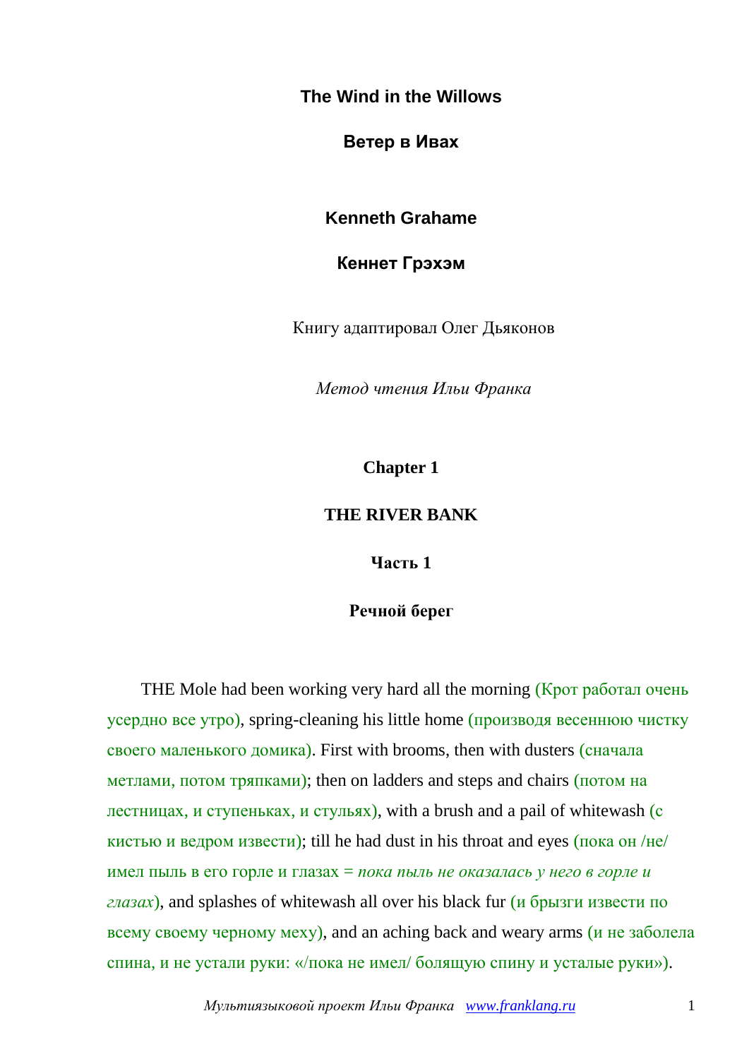# The Wind in the Willows

## Ветер в Ивах

### Kenneth Grahame

### Кеннет Грэхэм

Книгу адаптировал Олег Дьяконов

*Метод чтения Ильи Франка*

## Chapter 1

## THE RIVER BANK

## Часть 1

## Речной берег

THE Mole had been working very hard all the morning (Крот работал очень усердно все утро), spring-cleaning his little home (производя весеннюю чистку своего маленького домика). First with brooms, then with dusters (сначала метлами, потом тряпками); then on ladders and steps and chairs (потом на лестницах, и ступеньках, и стульях), with a brush and a pail of whitewash (с кистью и ведром извести); till he had dust in his throat and eyes (пока он /не/ имел пыль в его горле и глазах = *пока пыль не оказалась у него в горле и глазах*), and splashes of whitewash all over his black fur (и брызги извести по всему своему черному меху), and an aching back and weary arms (и не заболела спина, и не устали руки: «/пока не имел/ болящую спину и усталые руки»).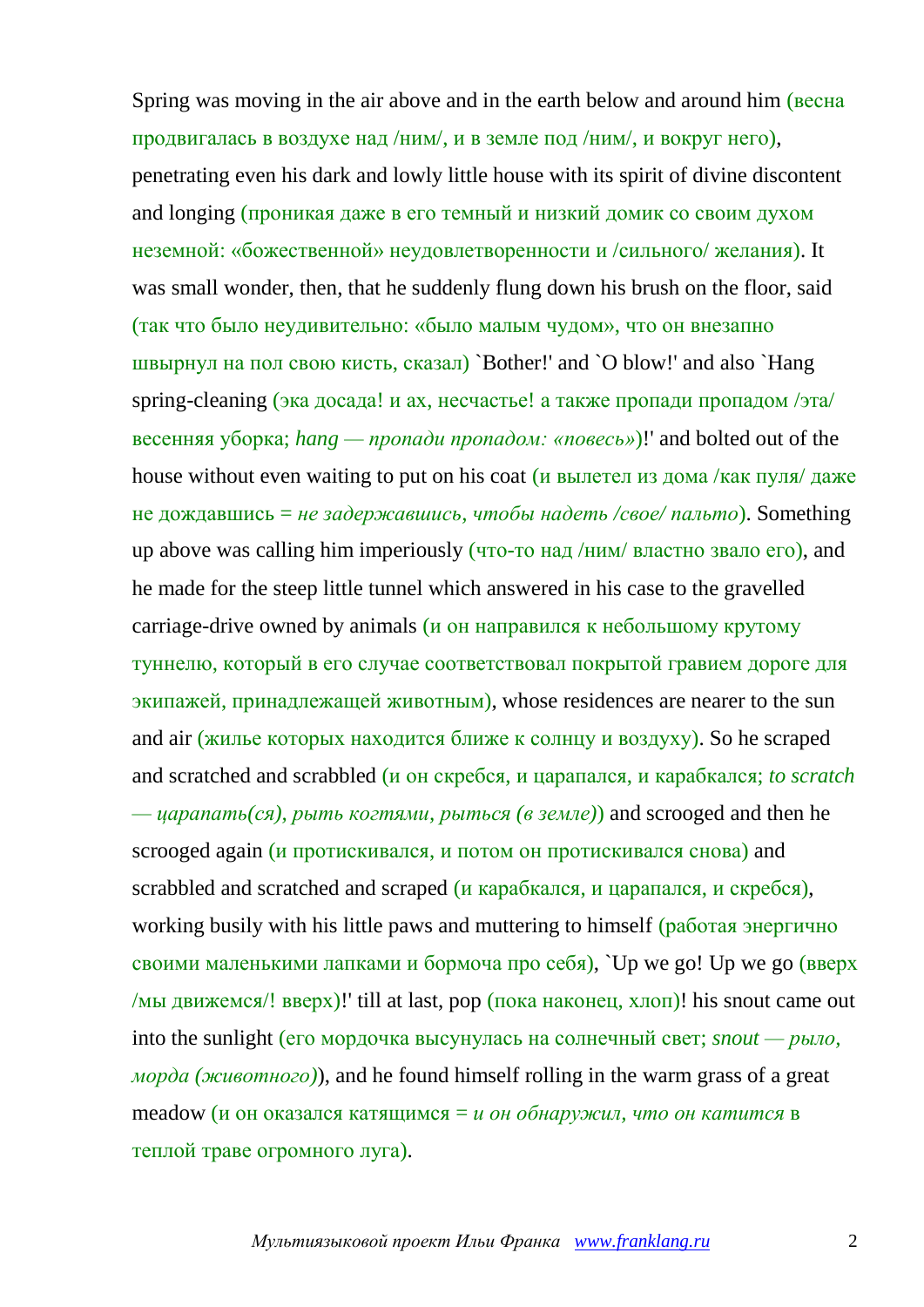Spring was moving in the air above and in the earth below and around him (весна продвигалась в воздухе над /ним/, и в земле под /ним/, и вокруг него), penetrating even his dark and lowly little house with its spirit of divine discontent and longing (проникая даже в его темный и низкий домик со своим духом неземной: «божественной» неудовлетворенности и /сильного/ желания). It was small wonder, then, that he suddenly flung down his brush on the floor, said (так что было неудивительно: «было малым чудом», что он внезапно швырнул на пол свою кисть, сказал) `Bother!' and `O blow!' and also `Hang spring-cleaning (эка досада! и ах, несчастье! а также пропади пропадом /эта/ весенняя уборка; *hang — пропади пропадом: «повесь»*)!' and bolted out of the house without even waiting to put on his coat (и вылетел из дома /как пуля/ даже не дождавшись = *не задержавшись, чтобы надеть /свое/ пальто*). Something up above was calling him imperiously (что-то над /ним/ властно звало его), and he made for the steep little tunnel which answered in his case to the gravelled carriage-drive owned by animals (и он направился к небольшому крутому туннелю, который в его случае соответствовал покрытой гравием дороге для экипажей, принадлежащей животным), whose residences are nearer to the sun and air (жилье которых находится ближе к солнцу и воздуху). So he scraped and scratched and scrabbled (и он скребся, и царапался, и карабкался; *to scratch — царапать(ся), рыть когтями, рыться (в земле)*) and scrooged and then he scrooged again (и протискивался, и потом он протискивался снова) and scrabbled and scratched and scraped (и карабкался, и царапался, и скребся), working busily with his little paws and muttering to himself (работая энергично своими маленькими лапками и бормоча про себя), `Up we go! Up we go (вверх /мы движемся/! вверх)!' till at last, pop (пока наконец, хлоп)! his snout came out into the sunlight (его мордочка высунулась на солнечный свет; *snout — рыло, морда (животного)*), and he found himself rolling in the warm grass of a great meadow (и он оказался катящимся = *и он обнаружил, что он катится* в теплой траве огромного луга).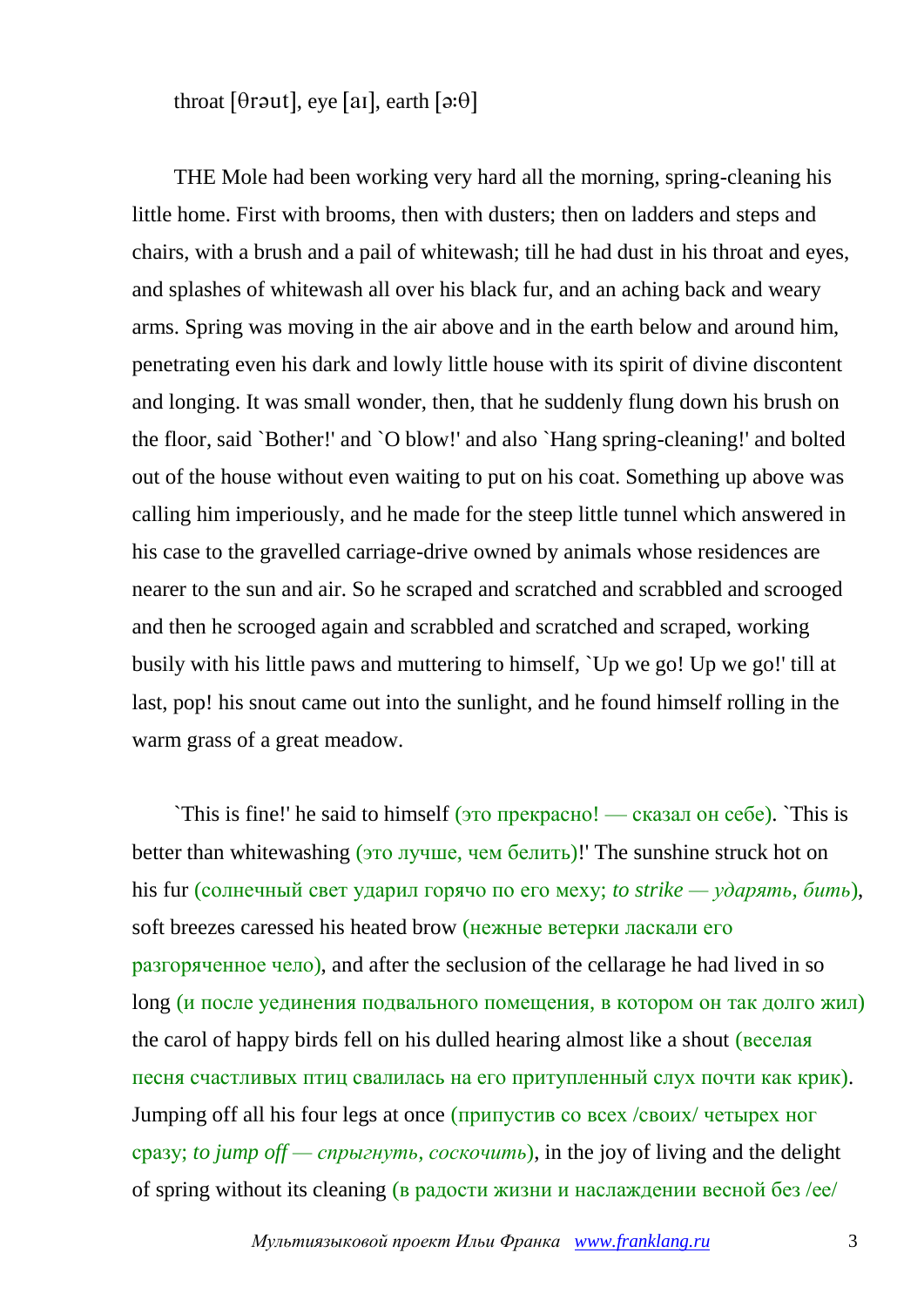throat [θrəut], eye [aɪ], earth [ə:θ]

THE Mole had been working very hard all the morning, spring-cleaning his little home. First with brooms, then with dusters; then on ladders and steps and chairs, with a brush and a pail of whitewash; till he had dust in his throat and eyes, and splashes of whitewash all over his black fur, and an aching back and weary arms. Spring was moving in the air above and in the earth below and around him, penetrating even his dark and lowly little house with its spirit of divine discontent and longing. It was small wonder, then, that he suddenly flung down his brush on the floor, said `Bother!' and `O blow!' and also `Hang spring-cleaning!' and bolted out of the house without even waiting to put on his coat. Something up above was calling him imperiously, and he made for the steep little tunnel which answered in his case to the gravelled carriage-drive owned by animals whose residences are nearer to the sun and air. So he scraped and scratched and scrabbled and scrooged and then he scrooged again and scrabbled and scratched and scraped, working busily with his little paws and muttering to himself, `Up we go! Up we go!' till at last, pop! his snout came out into the sunlight, and he found himself rolling in the warm grass of a great meadow.

`This is fine!' he said to himself (это прекрасно! — сказал он себе). `This is better than whitewashing (это лучше, чем белить)!' The sunshine struck hot on his fur (солнечный свет ударил горячо по его меху; *to strike — ударять, бить*), soft breezes caressed his heated brow (нежные ветерки ласкали его разгоряченное чело), and after the seclusion of the cellarage he had lived in so long (и после уединения подвального помещения, в котором он так долго жил) the carol of happy birds fell on his dulled hearing almost like a shout (веселая песня счастливых птиц свалилась на его притупленный слух почти как крик). Jumping off all his four legs at once (припустив со всех /своих/ четырех ног сразу; *to jump off — спрыгнуть, соскочить*), in the joy of living and the delight of spring without its cleaning (в радости жизни и наслаждении весной без /ее/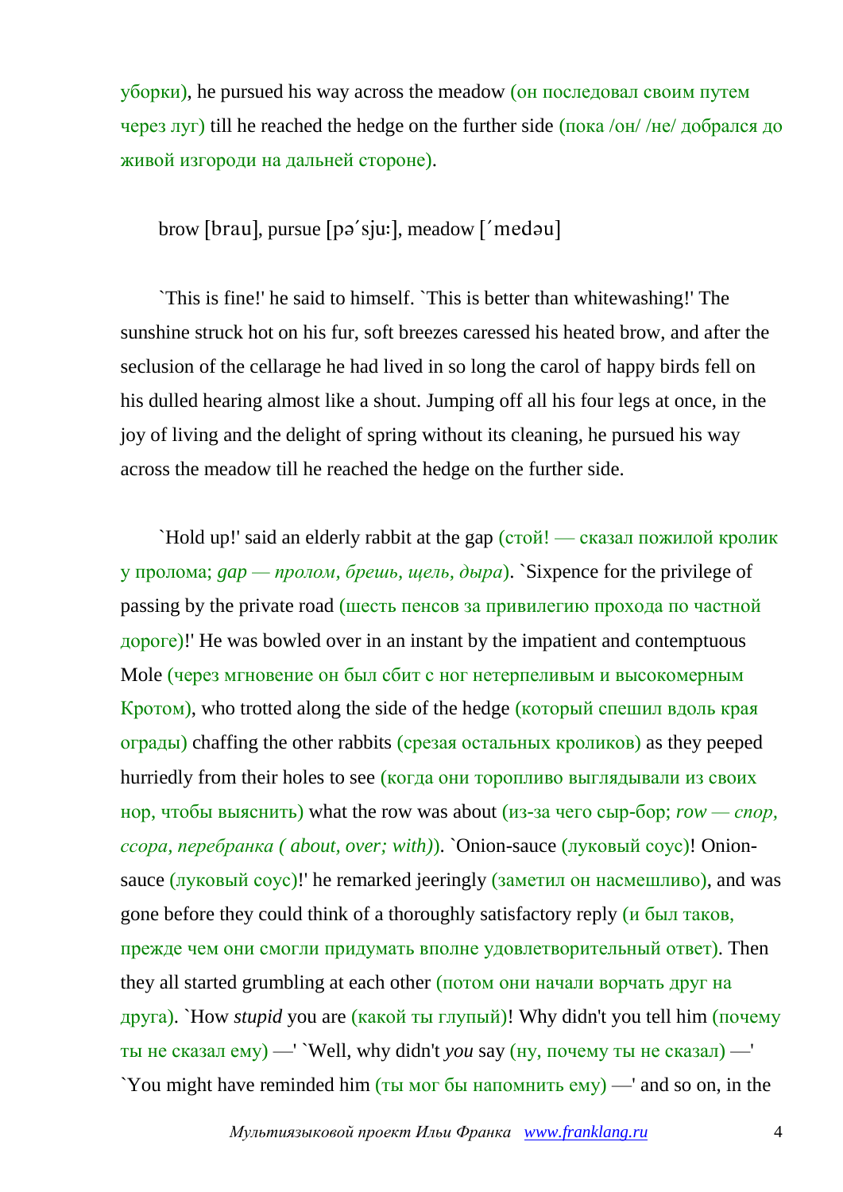уборки), he pursued his way across the meadow (он последовал своим путем через луг) till he reached the hedge on the further side (пока /он/ /не/ добрался до живой изгороди на дальней стороне).

brow [brau], pursue [pə´sjuː], meadow [´medəu]

`This is fine!' he said to himself. `This is better than whitewashing!' The sunshine struck hot on his fur, soft breezes caressed his heated brow, and after the seclusion of the cellarage he had lived in so long the carol of happy birds fell on his dulled hearing almost like a shout. Jumping off all his four legs at once, in the joy of living and the delight of spring without its cleaning, he pursued his way across the meadow till he reached the hedge on the further side.

`Hold up!' said an elderly rabbit at the gap (стой! — сказал пожилой кролик у пролома; *gap — пролом, брешь, щель, дыра*). `Sixpence for the privilege of passing by the private road (шесть пенсов за привилегию прохода по частной дороге)!' He was bowled over in an instant by the impatient and contemptuous Mole (через мгновение он был сбит с ног нетерпеливым и высокомерным Кротом), who trotted along the side of the hedge (который спешил вдоль края ограды) chaffing the other rabbits (срезая остальных кроликов) as they peeped hurriedly from their holes to see (когда они торопливо выглядывали из своих нор, чтобы выяснить) what the row was about (из-за чего сыр-бор; *row — спор, ссора, перебранка ( about, over; with)*). `Onion-sauce (луковый соус)! Onion-sauce (луковый соус)!' he remarked jeeringly (заметил он насмешливо), and was gone before they could think of a thoroughly satisfactory reply (и был таков, прежде чем они смогли придумать вполне удовлетворительный ответ). Then they all started grumbling at each other (потом они начали ворчать друг на друга). `How *stupid* you are (какой ты глупый)! Why didn't you tell him (почему ты не сказал ему) —' `Well, why didn't *you* say (ну, почему ты не сказал) —' `You might have reminded him (ты мог бы напомнить ему) —' and so on, in the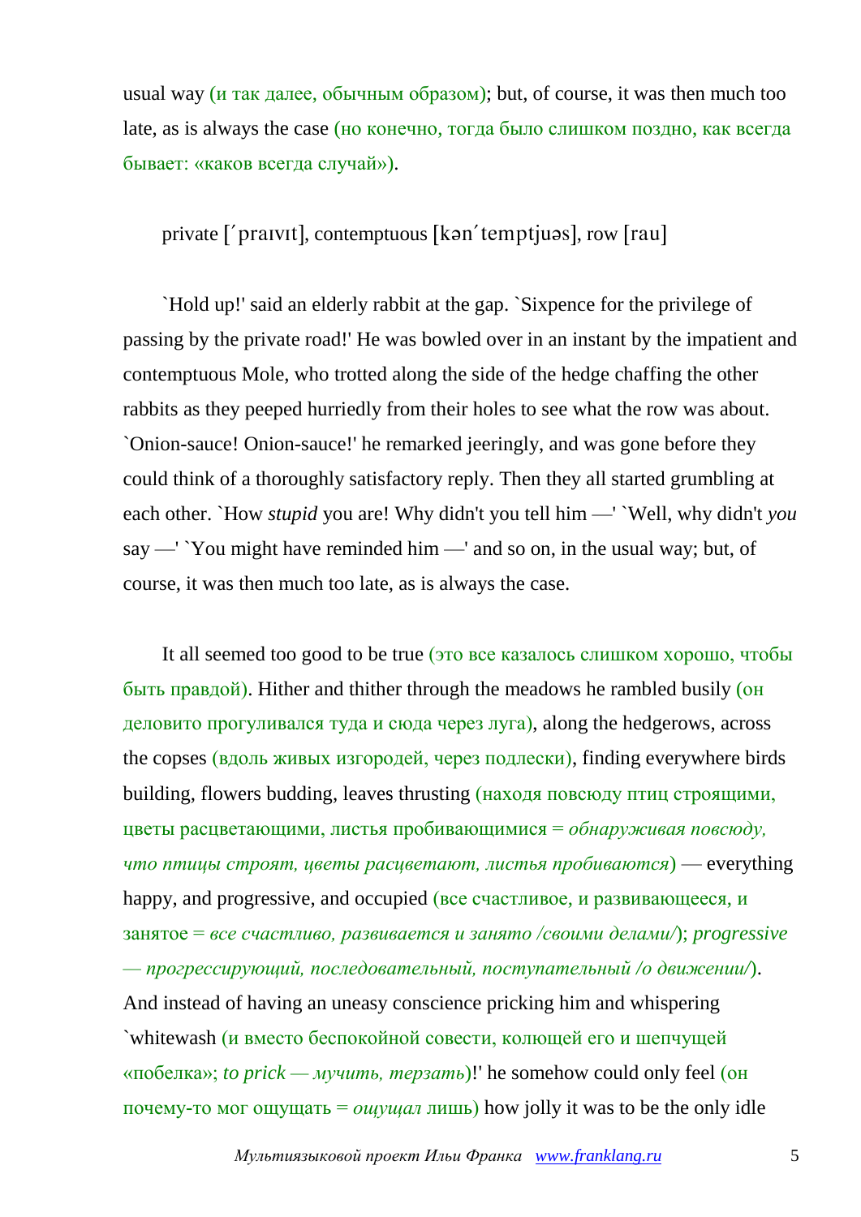usual way (и так далее, обычным образом); but, of course, it was then much too late, as is always the case (но конечно, тогда было слишком поздно, как всегда бывает: «каков всегда случай»).

private [ˊpraɪvɪt], contemptuous [kənˊtemptjuəs], row [rau]

`Hold up!' said an elderly rabbit at the gap. `Sixpence for the privilege of passing by the private road!' He was bowled over in an instant by the impatient and contemptuous Mole, who trotted along the side of the hedge chaffing the other rabbits as they peeped hurriedly from their holes to see what the row was about. `Onion-sauce! Onion-sauce!' he remarked jeeringly, and was gone before they could think of a thoroughly satisfactory reply. Then they all started grumbling at each other. `How *stupid* you are! Why didn't you tell him —' `Well, why didn't *you* say —' `You might have reminded him —' and so on, in the usual way; but, of course, it was then much too late, as is always the case.

It all seemed too good to be true (это все казалось слишком хорошо, чтобы быть правдой). Hither and thither through the meadows he rambled busily (он деловито прогуливался туда и сюда через луга), along the hedgerows, across the copses (вдоль живых изгородей, через подлески), finding everywhere birds building, flowers budding, leaves thrusting (находя повсюду птиц строящими, цветы расцветающими, листья пробивающимися = *обнаруживая повсюду, что птицы строят, цветы расцветают, листья пробиваются*) — everything happy, and progressive, and occupied (все счастливое, и развивающееся, и занятое = *все счастливо, развивается и занято /своими делами/*); *progressive — прогрессирующий, последовательный, поступательный /о движении/*). And instead of having an uneasy conscience pricking him and whispering `whitewash (и вместо беспокойной совести, колющей его и шепчущей «побелка»; *to prick — мучить, терзать*)!' he somehow could only feel (он почему-то мог ощущать = *ощущал* лишь) how jolly it was to be the only idle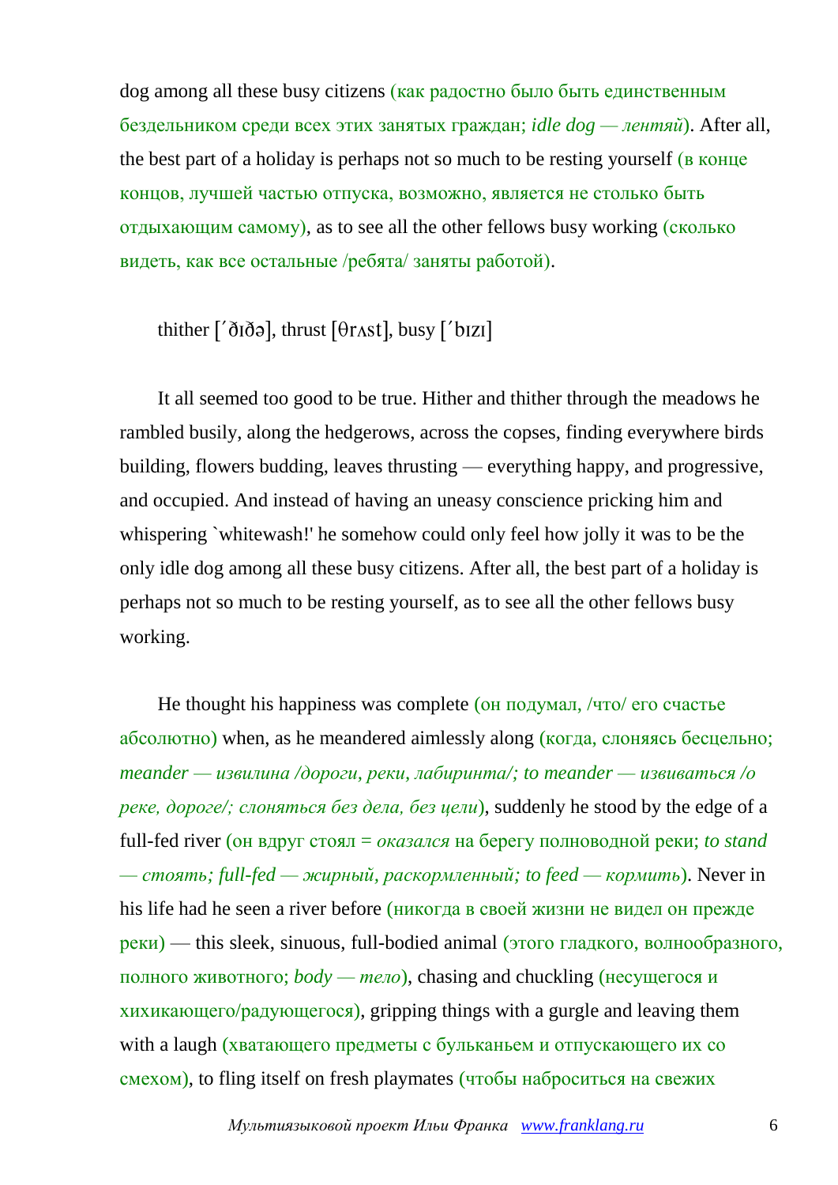dog among all these busy citizens (как радостно было быть единственным бездельником среди всех этих занятых граждан; *idle dog — лентяй*). After all, the best part of a holiday is perhaps not so much to be resting yourself (в конце концов, лучшей частью отпуска, возможно, является не столько быть отдыхающим самому), as to see all the other fellows busy working (сколько видеть, как все остальные /ребята/ заняты работой).

thither [ˊðɪðə], thrust [θrʌst], busy [ˊbɪzɪ]

It all seemed too good to be true. Hither and thither through the meadows he rambled busily, along the hedgerows, across the copses, finding everywhere birds building, flowers budding, leaves thrusting — everything happy, and progressive, and occupied. And instead of having an uneasy conscience pricking him and whispering `whitewash!' he somehow could only feel how jolly it was to be the only idle dog among all these busy citizens. After all, the best part of a holiday is perhaps not so much to be resting yourself, as to see all the other fellows busy working.

He thought his happiness was complete (он подумал, /что/ его счастье абсолютно) when, as he meandered aimlessly along (когда, слоняясь бесцельно; *meander — извилина /дороги, реки, лабиринта/; to meander — извиваться /о реке, дороге/; слоняться без дела, без цели*), suddenly he stood by the edge of a full-fed river (он вдруг стоял = *оказался* на берегу полноводной реки; *to stand — стоять; full-fed — жирный, раскормленный; to feed — кормить*). Never in his life had he seen a river before (никогда в своей жизни не видел он прежде реки) — this sleek, sinuous, full-bodied animal (этого гладкого, волнообразного, полного животного; *body — тело*), chasing and chuckling (несущегося и хихикающего/радующегося), gripping things with a gurgle and leaving them with a laugh (хватающего предметы с бульканьем и отпускающего их со смехом), to fling itself on fresh playmates (чтобы наброситься на свежих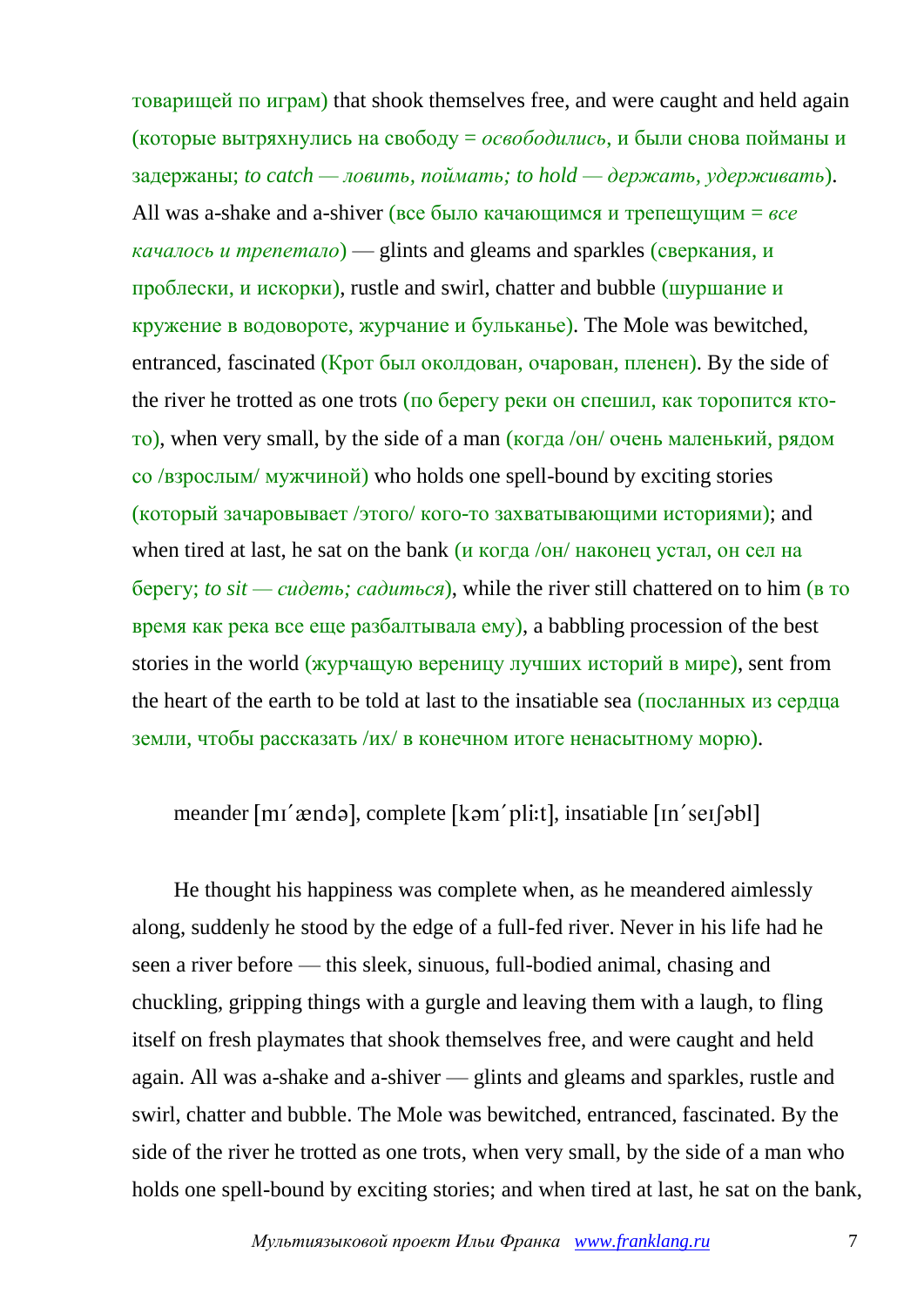товарищей по играм) that shook themselves free, and were caught and held again (которые вытряхнулись на свободу = *освободились*, и были снова пойманы и задержаны; *to catch — ловить, поймать; to hold — держать, удерживать*). All was a-shake and a-shiver (все было качающимся и трепещущим = *все качалось и трепетало*) — glints and gleams and sparkles (сверкания, и проблески, и искорки), rustle and swirl, chatter and bubble (шуршание и кружение в водовороте, журчание и бульканье). The Mole was bewitched, entranced, fascinated (Крот был околдован, очарован, пленен). By the side of the river he trotted as one trots (по берегу реки он спешил, как торопится кто-то), when very small, by the side of a man (когда /он/ очень маленький, рядом со /взрослым/ мужчиной) who holds one spell-bound by exciting stories (который зачаровывает /этого/ кого-то захватывающими историями); and when tired at last, he sat on the bank (и когда /он/ наконец устал, он сел на берегу; *to sit — сидеть; садиться*), while the river still chattered on to him (в то время как река все еще разбалтывала ему), a babbling procession of the best stories in the world (журчащую вереницу лучших историй в мире), sent from the heart of the earth to be told at last to the insatiable sea (посланных из сердца земли, чтобы рассказать /их/ в конечном итоге ненасытному морю).

meander [mɪˊændə], complete [kəmˊpliːt], insatiable [ɪnˊseɪʃəbl]

He thought his happiness was complete when, as he meandered aimlessly along, suddenly he stood by the edge of a full-fed river. Never in his life had he seen a river before — this sleek, sinuous, full-bodied animal, chasing and chuckling, gripping things with a gurgle and leaving them with a laugh, to fling itself on fresh playmates that shook themselves free, and were caught and held again. All was a-shake and a-shiver — glints and gleams and sparkles, rustle and swirl, chatter and bubble. The Mole was bewitched, entranced, fascinated. By the side of the river he trotted as one trots, when very small, by the side of a man who holds one spell-bound by exciting stories; and when tired at last, he sat on the bank,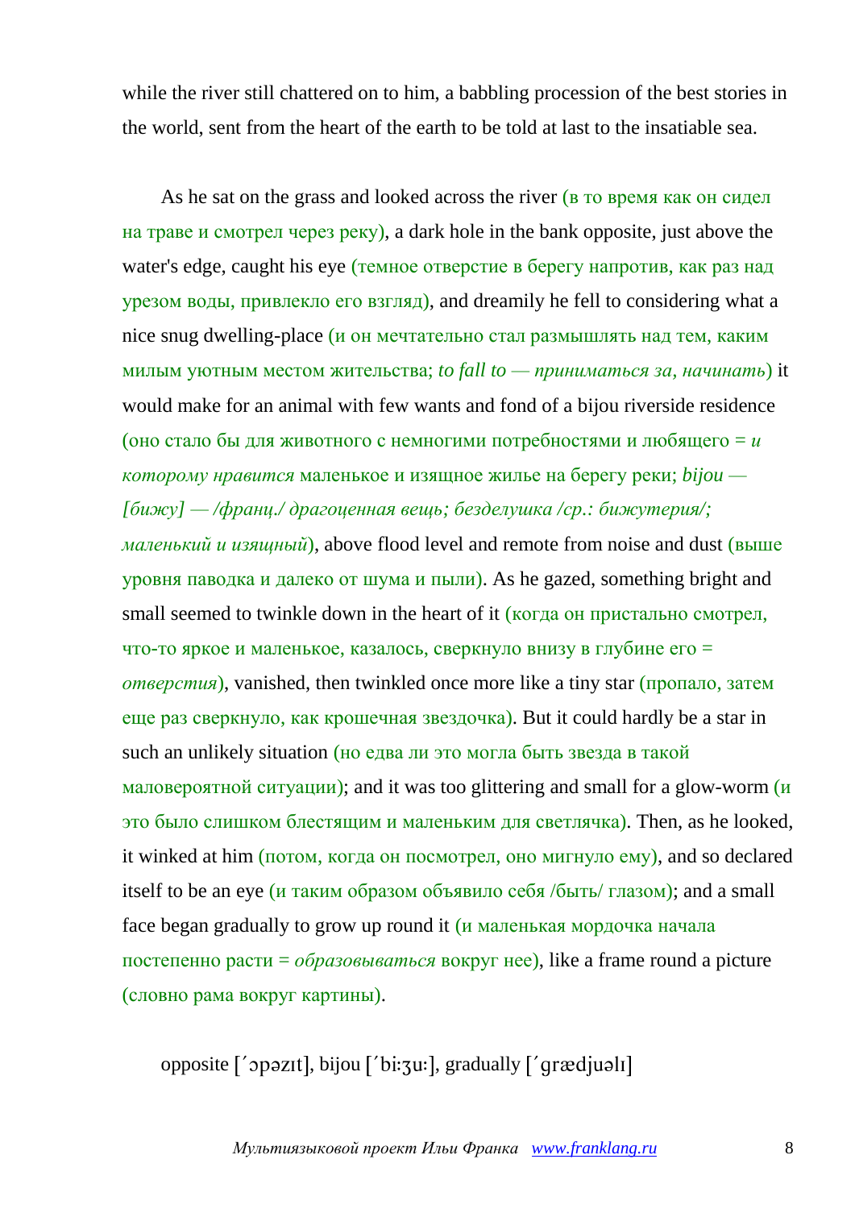while the river still chattered on to him, a babbling procession of the best stories in the world, sent from the heart of the earth to be told at last to the insatiable sea.

As he sat on the grass and looked across the river (в то время как он сидел на траве и смотрел через реку), a dark hole in the bank opposite, just above the water's edge, caught his eye (темное отверстие в берегу напротив, как раз над урезом воды, привлекло его взгляд), and dreamily he fell to considering what a nice snug dwelling-place (и он мечтательно стал размышлять над тем, каким милым уютным местом жительства; *to fall to — приниматься за, начинать*) it would make for an animal with few wants and fond of a bijou riverside residence (оно стало бы для животного с немногими потребностями и любящего = *и которому нравится* маленькое и изящное жилье на берегу реки; *bijou — [бижу] — /франц./ драгоценная вещь; безделушка /ср.: бижутерия/; маленький и изящный*), above flood level and remote from noise and dust (выше уровня паводка и далеко от шума и пыли). As he gazed, something bright and small seemed to twinkle down in the heart of it (когда он пристально смотрел, что-то яркое и маленькое, казалось, сверкнуло внизу в глубине его = *отверстия*), vanished, then twinkled once more like a tiny star (пропало, затем еще раз сверкнуло, как крошечная звездочка). But it could hardly be a star in such an unlikely situation (но едва ли это могла быть звезда в такой маловероятной ситуации); and it was too glittering and small for a glow-worm (и это было слишком блестящим и маленьким для светлячка). Then, as he looked, it winked at him (потом, когда он посмотрел, оно мигнуло ему), and so declared itself to be an eye (и таким образом объявило себя /быть/ глазом); and a small face began gradually to grow up round it (и маленькая мордочка начала постепенно расти = *образовываться* вокруг нее), like a frame round a picture (словно рама вокруг картины).

opposite [΄ɔpəzɪt], bijou [΄bi:ʒu:], gradually [΄grædjuəlɪ]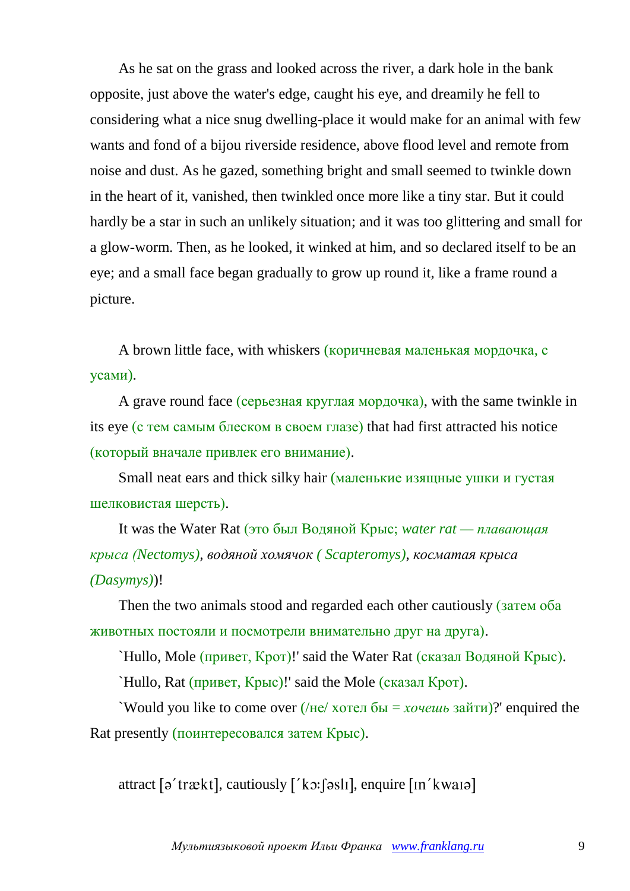As he sat on the grass and looked across the river, a dark hole in the bank opposite, just above the water's edge, caught his eye, and dreamily he fell to considering what a nice snug dwelling-place it would make for an animal with few wants and fond of a bijou riverside residence, above flood level and remote from noise and dust. As he gazed, something bright and small seemed to twinkle down in the heart of it, vanished, then twinkled once more like a tiny star. But it could hardly be a star in such an unlikely situation; and it was too glittering and small for a glow-worm. Then, as he looked, it winked at him, and so declared itself to be an eye; and a small face began gradually to grow up round it, like a frame round a picture.

A brown little face, with whiskers (коричневая маленькая мордочка, с усами).

A grave round face (серьезная круглая мордочка), with the same twinkle in its eye (с тем самым блеском в своем глазе) that had first attracted his notice (который вначале привлек его внимание).

Small neat ears and thick silky hair (маленькие изящные ушки и густая шелковистая шерсть).

It was the Water Rat (это был Водяной Крыс; *water rat — плавающая крыса (Nectomys)*, *водяной хомячок ( Scapteromys)*, *косматая крыса (Dasymys)*)!

Then the two animals stood and regarded each other cautiously (затем оба животных постояли и посмотрели внимательно друг на друга).

`Hullo, Mole (привет, Крот)!' said the Water Rat (сказал Водяной Крыс).

`Hullo, Rat (привет, Крыс)!' said the Mole (сказал Крот).

`Would you like to come over (/не/ хотел бы = *хочешь* зайти)?' enquired the Rat presently (поинтересовался затем Крыс).

attract [əˊtrækt], cautiously [ˊkɔːʃəslɪ], enquire [ɪnˊkwaɪə]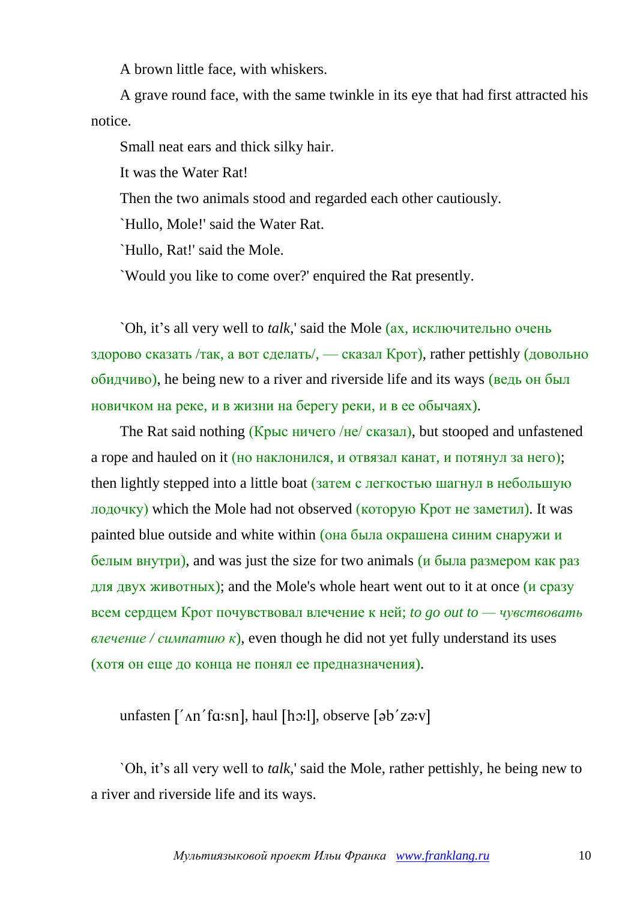A brown little face, with whiskers.

A grave round face, with the same twinkle in its eye that had first attracted his notice.

Small neat ears and thick silky hair.

It was the Water Rat!

Then the two animals stood and regarded each other cautiously.

`Hullo, Mole!' said the Water Rat.

`Hullo, Rat!' said the Mole.

`Would you like to come over?' enquired the Rat presently.

`Oh, it's all very well to *talk*,' said the Mole (ах, исключительно очень здорово сказать /так, а вот сделать/, — сказал Крот), rather pettishly (довольно обидчиво), he being new to a river and riverside life and its ways (ведь он был новичком на реке, и в жизни на берегу реки, и в ее обычаях).

The Rat said nothing (Крыс ничего /не/ сказал), but stooped and unfastened a rope and hauled on it (но наклонился, и отвязал канат, и потянул за него); then lightly stepped into a little boat (затем с легкостью шагнул в небольшую лодочку) which the Mole had not observed (которую Крот не заметил). It was painted blue outside and white within (она была окрашена синим снаружи и белым внутри), and was just the size for two animals (и была размером как раз для двух животных); and the Mole's whole heart went out to it at once (и сразу всем сердцем Крот почувствовал влечение к ней; *to go out to — чувствовать влечение / симпатию к*), even though he did not yet fully understand its uses (хотя он еще до конца не понял ее предназначения).

unfasten [ˊʌnˊfɑ:sn], haul [hɔ:l], observe [əbˊzə:v]

`Oh, it's all very well to *talk*,' said the Mole, rather pettishly, he being new to a river and riverside life and its ways.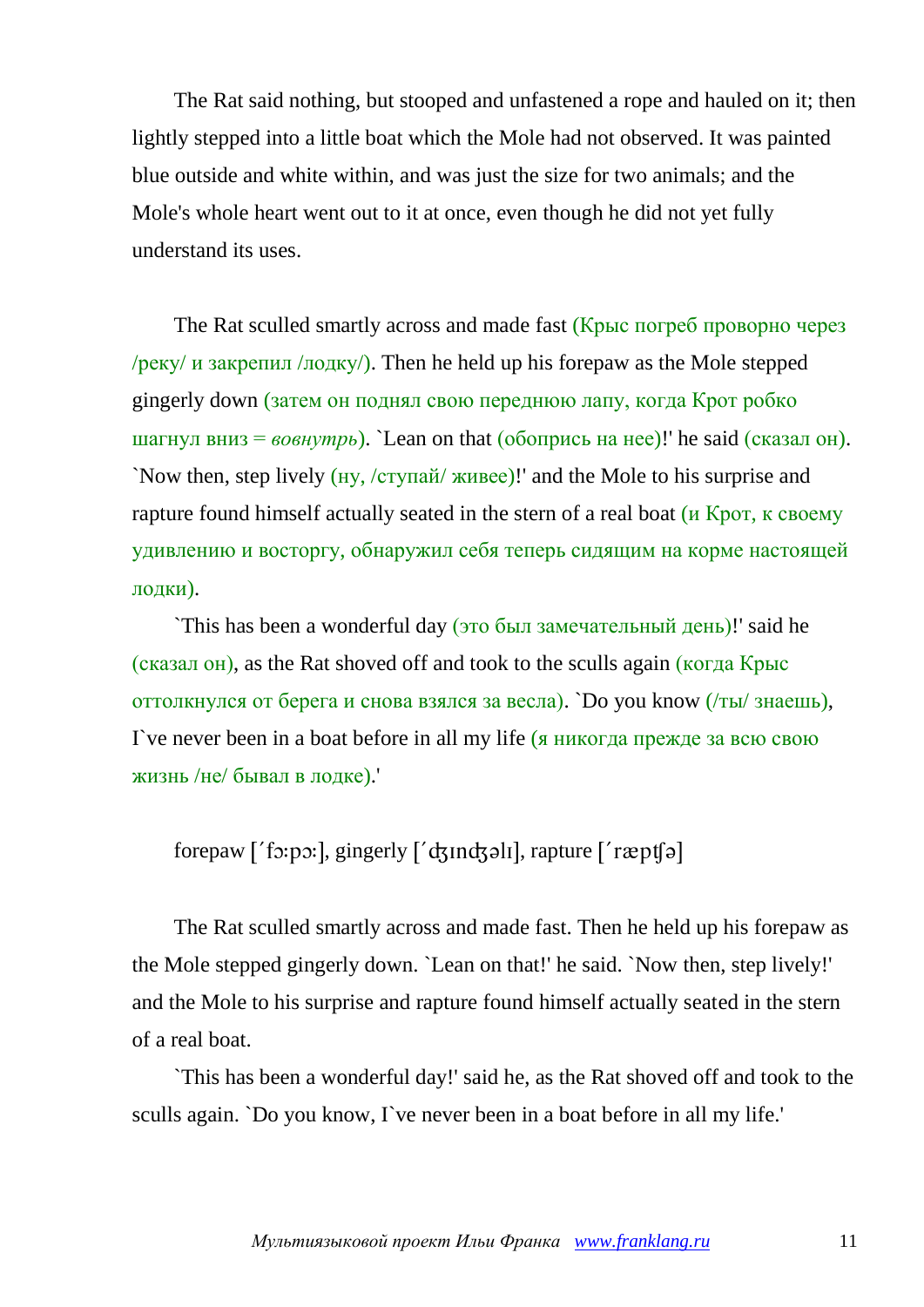The Rat said nothing, but stooped and unfastened a rope and hauled on it; then lightly stepped into a little boat which the Mole had not observed. It was painted blue outside and white within, and was just the size for two animals; and the Mole's whole heart went out to it at once, even though he did not yet fully understand its uses.

The Rat sculled smartly across and made fast (Крыс погреб проворно через /реку/ и закрепил /лодку/). Then he held up his forepaw as the Mole stepped gingerly down (затем он поднял свою переднюю лапу, когда Крот робко шагнул вниз = *вовнутрь*). `Lean on that (обопрись на нее)!' he said (сказал он). `Now then, step lively (ну, /ступай/ живее)!' and the Mole to his surprise and rapture found himself actually seated in the stern of a real boat (и Крот, к своему удивлению и восторгу, обнаружил себя теперь сидящим на корме настоящей лодки).

`This has been a wonderful day (это был замечательный день)!' said he (сказал он), as the Rat shoved off and took to the sculls again (когда Крыс оттолкнулся от берега и снова взялся за весла). `Do you know (/ты/ знаешь), I`ve never been in a boat before in all my life (я никогда прежде за всю свою жизнь /не/ бывал в лодке).'

forepaw [ˊfɔːpɔː], gingerly [ˊʤɪnʤəlɪ], rapture [ˊræpʧə]

The Rat sculled smartly across and made fast. Then he held up his forepaw as the Mole stepped gingerly down. `Lean on that!' he said. `Now then, step lively!' and the Mole to his surprise and rapture found himself actually seated in the stern of a real boat.

`This has been a wonderful day!' said he, as the Rat shoved off and took to the sculls again. `Do you know, I`ve never been in a boat before in all my life.'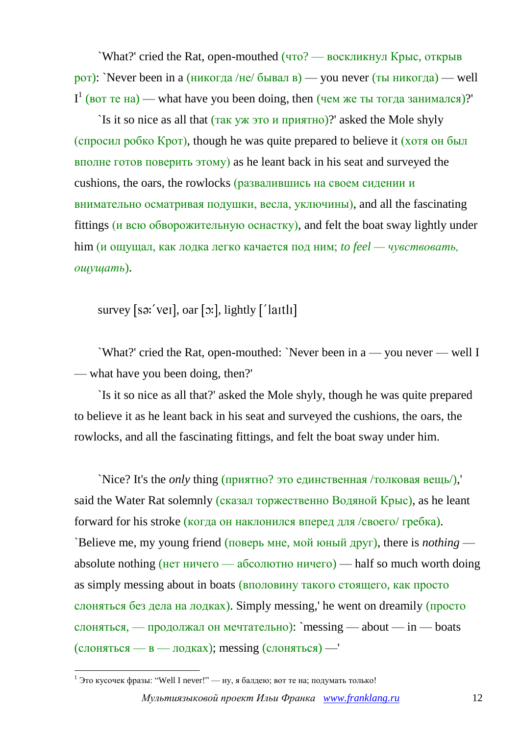`What?' cried the Rat, open-mouthed (что? — воскликнул Крыс, открыв рот): `Never been in a (никогда /не/ бывал в) — you never (ты никогда) — well I[1] (вот те на) — what have you been doing, then (чем же ты тогда занимался)?'

`Is it so nice as all that (так уж это и приятно)?' asked the Mole shyly (спросил робко Крот), though he was quite prepared to believe it (хотя он был вполне готов поверить этому) as he leant back in his seat and surveyed the cushions, the oars, the rowlocks (развалившись на своем сидении и внимательно осматривая подушки, весла, уключины), and all the fascinating fittings (и всю обворожительную оснастку), and felt the boat sway lightly under him (и ощущал, как лодка легко качается под ним; *to feel — чувствовать, ощущать*).

survey [sə:ˊveɪ], oar [ɔ:], lightly [ˊlaɪtlɪ]

`What?' cried the Rat, open-mouthed: `Never been in a — you never — well I — what have you been doing, then?'

`Is it so nice as all that?' asked the Mole shyly, though he was quite prepared to believe it as he leant back in his seat and surveyed the cushions, the oars, the rowlocks, and all the fascinating fittings, and felt the boat sway under him.

`Nice? It's the *only* thing (приятно? это единственная /толковая вещь/),' said the Water Rat solemnly (сказал торжественно Водяной Крыс), as he leant forward for his stroke (когда он наклонился вперед для /своего/ гребка). `Believe me, my young friend (поверь мне, мой юный друг), there is *nothing* — absolute nothing (нет ничего — абсолютно ничего) — half so much worth doing as simply messing about in boats (вполовину такого стоящего, как просто слоняться без дела на лодках). Simply messing,' he went on dreamily (просто слоняться, — продолжал он мечтательно): `messing — about — in — boats (слоняться — в — лодках); messing (слоняться) —'

[1] Это кусочек фразы: “Well I never!” — ну, я балдею; вот те на; подумать только!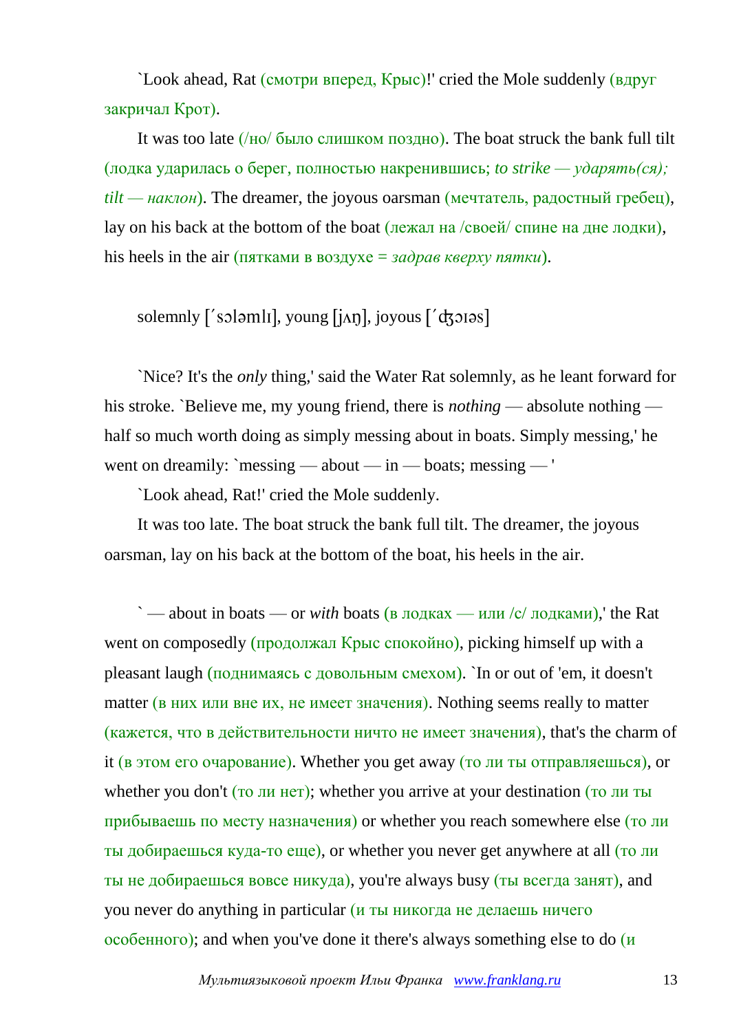`Look ahead, Rat (смотри вперед, Крыс)!' cried the Mole suddenly (вдруг закричал Крот).

It was too late (/но/ было слишком поздно). The boat struck the bank full tilt (лодка ударилась о берег, полностью накренившись; *to strike — ударять(ся); tilt — наклон*). The dreamer, the joyous oarsman (мечтатель, радостный гребец), lay on his back at the bottom of the boat (лежал на /своей/ спине на дне лодки), his heels in the air (пятками в воздухе = *задрав кверху пятки*).

solemnly [ˊsɔləmlɪ], young [jʌŋ], joyous [ˊʤɔɪəs]

`Nice? It's the *only* thing,' said the Water Rat solemnly, as he leant forward for his stroke. `Believe me, my young friend, there is *nothing* — absolute nothing — half so much worth doing as simply messing about in boats. Simply messing,' he went on dreamily: `messing — about — in — boats; messing — '

`Look ahead, Rat!' cried the Mole suddenly.

It was too late. The boat struck the bank full tilt. The dreamer, the joyous oarsman, lay on his back at the bottom of the boat, his heels in the air.

` — about in boats — or *with* boats (в лодках — или /с/ лодками),' the Rat went on composedly (продолжал Крыс спокойно), picking himself up with a pleasant laugh (поднимаясь с довольным смехом). `In or out of 'em, it doesn't matter (в них или вне их, не имеет значения). Nothing seems really to matter (кажется, что в действительности ничто не имеет значения), that's the charm of it (в этом его очарование). Whether you get away (то ли ты отправляешься), or whether you don't (то ли нет); whether you arrive at your destination (то ли ты прибываешь по месту назначения) or whether you reach somewhere else (то ли ты добираешься куда-то еще), or whether you never get anywhere at all (то ли ты не добираешься вовсе никуда), you're always busy (ты всегда занят), and you never do anything in particular (и ты никогда не делаешь ничего особенного); and when you've done it there's always something else to do (и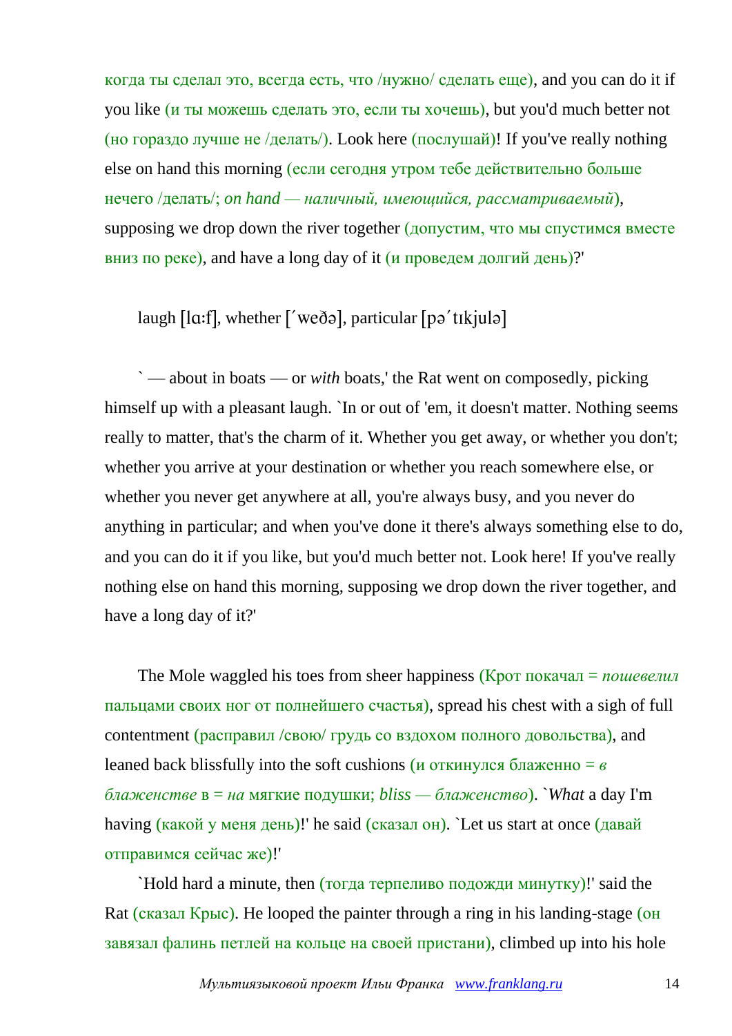когда ты сделал это, всегда есть, что /нужно/ сделать еще), and you can do it if you like (и ты можешь сделать это, если ты хочешь), but you'd much better not (но гораздо лучше не /делать/). Look here (послушай)! If you've really nothing else on hand this morning (если сегодня утром тебе действительно больше нечего /делать/; *on hand — наличный, имеющийся, рассматриваемый*), supposing we drop down the river together (допустим, что мы спустимся вместе вниз по реке), and have a long day of it (и проведем долгий день)?'

laugh [lɑːf], whether [ˊweðə], particular [pəˊtɪkjulə]

` — about in boats — or *with* boats,' the Rat went on composedly, picking himself up with a pleasant laugh. `In or out of 'em, it doesn't matter. Nothing seems really to matter, that's the charm of it. Whether you get away, or whether you don't; whether you arrive at your destination or whether you reach somewhere else, or whether you never get anywhere at all, you're always busy, and you never do anything in particular; and when you've done it there's always something else to do, and you can do it if you like, but you'd much better not. Look here! If you've really nothing else on hand this morning, supposing we drop down the river together, and have a long day of it?'

The Mole waggled his toes from sheer happiness (Крот покачал = *пошевелил* пальцами своих ног от полнейшего счастья), spread his chest with a sigh of full contentment (расправил /свою/ грудь со вздохом полного довольства), and leaned back blissfully into the soft cushions (и откинулся блаженно = *в блаженстве* в = *на* мягкие подушки; *bliss — блаженство*). `*What* a day I'm having (какой у меня день)!' he said (сказал он). `Let us start at once (давай отправимся сейчас же)!'

`Hold hard a minute, then (тогда терпеливо подожди минутку)!' said the Rat (сказал Крыс). He looped the painter through a ring in his landing-stage (он завязал фалинь петлей на кольце на своей пристани), climbed up into his hole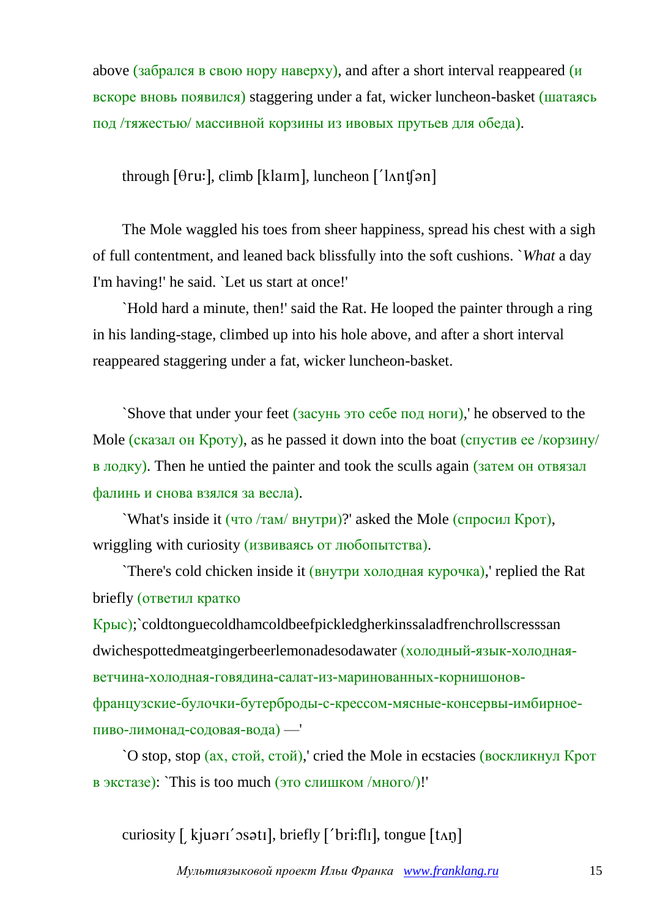above (забрался в свою нору наверху), and after a short interval reappeared (и вскоре вновь появился) staggering under a fat, wicker luncheon-basket (шатаясь под /тяжестью/ массивной корзины из ивовых прутьев для обеда).

through [θru:], climb [klaɪm], luncheon [ˈlʌnʧən]

The Mole waggled his toes from sheer happiness, spread his chest with a sigh of full contentment, and leaned back blissfully into the soft cushions. `*What* a day I'm having!' he said. `Let us start at once!'

`Hold hard a minute, then!' said the Rat. He looped the painter through a ring in his landing-stage, climbed up into his hole above, and after a short interval reappeared staggering under a fat, wicker luncheon-basket.

`Shove that under your feet (засунь это себе под ноги),' he observed to the Mole (сказал он Кроту), as he passed it down into the boat (спустив ее /корзину/ в лодку). Then he untied the painter and took the sculls again (затем он отвязал фалинь и снова взялся за весла).

`What's inside it (что /там/ внутри)?' asked the Mole (спросил Крот), wriggling with curiosity (извиваясь от любопытства).

`There's cold chicken inside it (внутри холодная курочка),' replied the Rat briefly (ответил кратко Крыс);`coldtonguecoldhamcoldbeefpickledgherkinssaladfrenchrollscresssandwichespottedmeatgingerbeerlemonadesodawater (холодный-язык-холодная-ветчина-холодная-говядина-салат-из-маринованных-корнишонов-французские-булочки-бутерброды-с-крессом-мясные-консервы-имбирное-пиво-лимонад-содовая-вода) —'

`O stop, stop (ах, стой, стой),' cried the Mole in ecstacies (воскликнул Крот в экстазе): `This is too much (это слишком /много/)!'

curiosity [ˌkjuərɪˈɔsətɪ], briefly [ˈbri:flɪ], tongue [tʌŋ]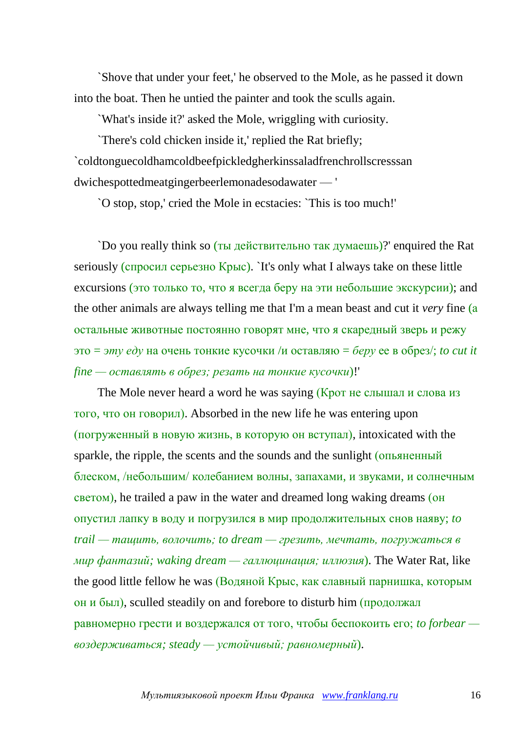`Shove that under your feet,' he observed to the Mole, as he passed it down into the boat. Then he untied the painter and took the sculls again.

`What's inside it?' asked the Mole, wriggling with curiosity.

`There's cold chicken inside it,' replied the Rat briefly; `coldtonguecoldhamcoldbeefpickledgherkinssaladfrenchrollscresssan dwichespottedmeatgingerbeerlemonadesodawater — '

`O stop, stop,' cried the Mole in ecstacies: `This is too much!'

`Do you really think so (ты действительно так думаешь)?' enquired the Rat seriously (спросил серьезно Крыс). `It's only what I always take on these little excursions (это только то, что я всегда беру на эти небольшие экскурсии); and the other animals are always telling me that I'm a mean beast and cut it *very* fine (а остальные животные постоянно говорят мне, что я скаредный зверь и режу это = *эту еду* на очень тонкие кусочки /и оставляю = *беру* ее в обрез/; *to cut it fine — оставлять в обрез; резать на тонкие кусочки*)!'

The Mole never heard a word he was saying (Крот не слышал и слова из того, что он говорил). Absorbed in the new life he was entering upon (погруженный в новую жизнь, в которую он вступал), intoxicated with the sparkle, the ripple, the scents and the sounds and the sunlight (опьяненный блеском, /небольшим/ колебанием волны, запахами, и звуками, и солнечным светом), he trailed a paw in the water and dreamed long waking dreams (он опустил лапку в воду и погрузился в мир продолжительных снов наяву; *to trail — тащить, волочить; to dream — грезить, мечтать, погружаться в мир фантазий; waking dream — галлюцинация; иллюзия*). The Water Rat, like the good little fellow he was (Водяной Крыс, как славный парнишка, которым он и был), sculled steadily on and forebore to disturb him (продолжал равномерно грести и воздержался от того, чтобы беспокоить его; *to forbear — воздерживаться; steady — устойчивый; равномерный*).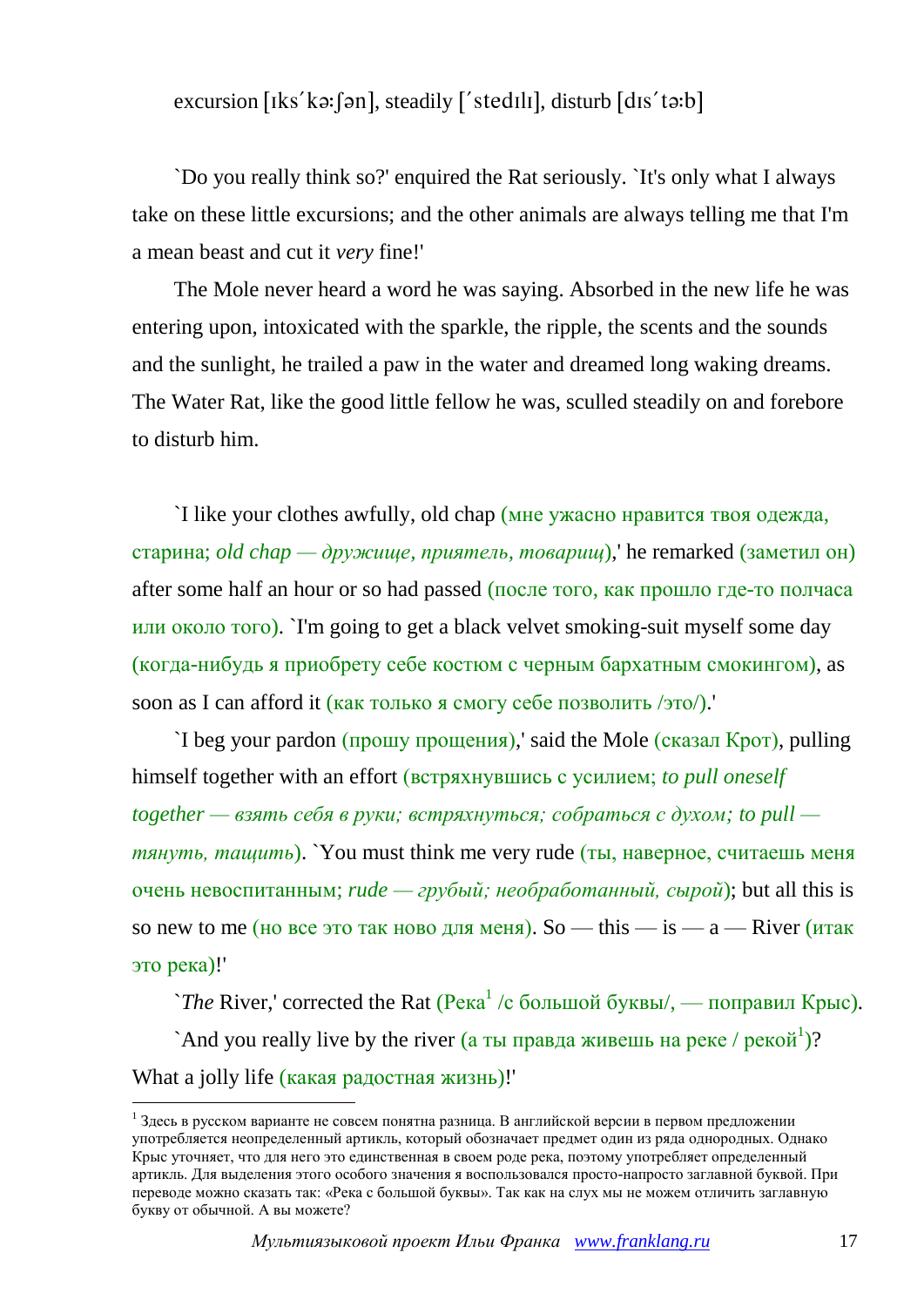excursion [ɪks´kə:ʃən], steadily [´stedɪlɪ], disturb [dɪs´tə:b]

`Do you really think so?' enquired the Rat seriously. `It's only what I always take on these little excursions; and the other animals are always telling me that I'm a mean beast and cut it *very* fine!'

The Mole never heard a word he was saying. Absorbed in the new life he was entering upon, intoxicated with the sparkle, the ripple, the scents and the sounds and the sunlight, he trailed a paw in the water and dreamed long waking dreams. The Water Rat, like the good little fellow he was, sculled steadily on and forebore to disturb him.

`I like your clothes awfully, old chap (мне ужасно нравится твоя одежда, старина; *old chap — дружище, приятель, товарищ*),' he remarked (заметил он) after some half an hour or so had passed (после того, как прошло где-то полчаса или около того). `I'm going to get a black velvet smoking-suit myself some day (когда-нибудь я приобрету себе костюм с черным бархатным смокингом), as soon as I can afford it (как только я смогу себе позволить /это/).'

`I beg your pardon (прошу прощения),' said the Mole (сказал Крот), pulling himself together with an effort (встряхнувшись с усилием; *to pull oneself together — взять себя в руки; встряхнуться; собраться с духом; to pull — тянуть, тащить*). `You must think me very rude (ты, наверное, считаешь меня очень невоспитанным; *rude — грубый; необработанный, сырой*); but all this is so new to me (но все это так ново для меня). So — this — is — a — River (итак это река)!'

`*The* River,' corrected the Rat (Река[1] /с большой буквы/, — поправил Крыс).

`And you really live by the river (а ты правда живешь на реке / рекой[1])? What a jolly life (какая радостная жизнь)!'

[1] Здесь в русском варианте не совсем понятна разница. В английской версии в первом предложении употребляется неопределенный артикль, который обозначает предмет один из ряда однородных. Однако Крыс уточняет, что для него это единственная в своем роде река, поэтому употребляет определенный артикль. Для выделения этого особого значения я воспользовался просто-напросто заглавной буквой. При переводе можно сказать так: «Река с большой буквы». Так как на слух мы не можем отличить заглавную букву от обычной. А вы можете?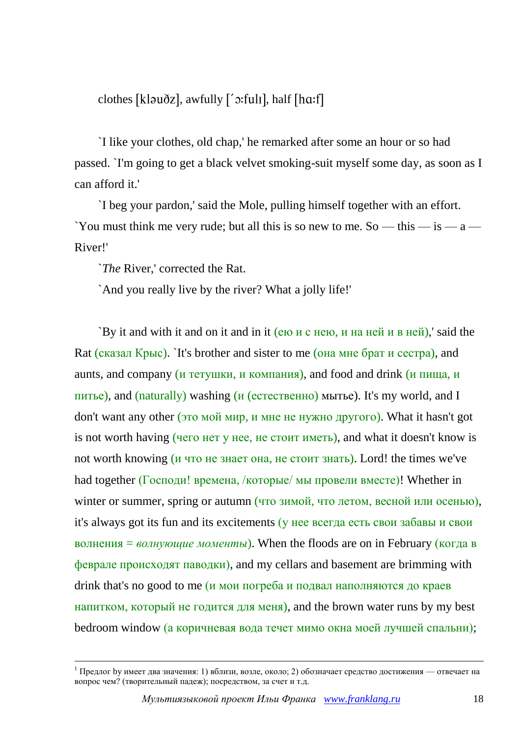clothes [kləuðz], awfully [ˈɔ:fulı], half [hɑ:f]

`I like your clothes, old chap,' he remarked after some an hour or so had passed. `I'm going to get a black velvet smoking-suit myself some day, as soon as I can afford it.'

`I beg your pardon,' said the Mole, pulling himself together with an effort. `You must think me very rude; but all this is so new to me. So — this — is — a — River!'

`*The* River,' corrected the Rat.

`And you really live by the river? What a jolly life!'

`By it and with it and on it and in it (ею и с нею, и на ней и в ней),' said the Rat (сказал Крыс). `It's brother and sister to me (она мне брат и сестра), and aunts, and company (и тетушки, и компания), and food and drink (и пища, и питье), and (naturally) washing (и (естественно) мытье). It's my world, and I don't want any other (это мой мир, и мне не нужно другого). What it hasn't got is not worth having (чего нет у нее, не стоит иметь), and what it doesn't know is not worth knowing (и что не знает она, не стоит знать). Lord! the times we've had together (Господи! времена, /которые/ мы провели вместе)! Whether in winter or summer, spring or autumn (что зимой, что летом, весной или осенью), it's always got its fun and its excitements (у нее всегда есть свои забавы и свои волнения = *волнующие моменты*). When the floods are on in February (когда в феврале происходят паводки), and my cellars and basement are brimming with drink that's no good to me (и мои погреба и подвал наполняются до краев напитком, который не годится для меня), and the brown water runs by my best bedroom window (а коричневая вода течет мимо окна моей лучшей спальни);

[1] Предлог by имеет два значения: 1) вблизи, возле, около; 2) обозначает средство достижения — отвечает на вопрос чем? (творительный падеж); посредством, за счет и т.д.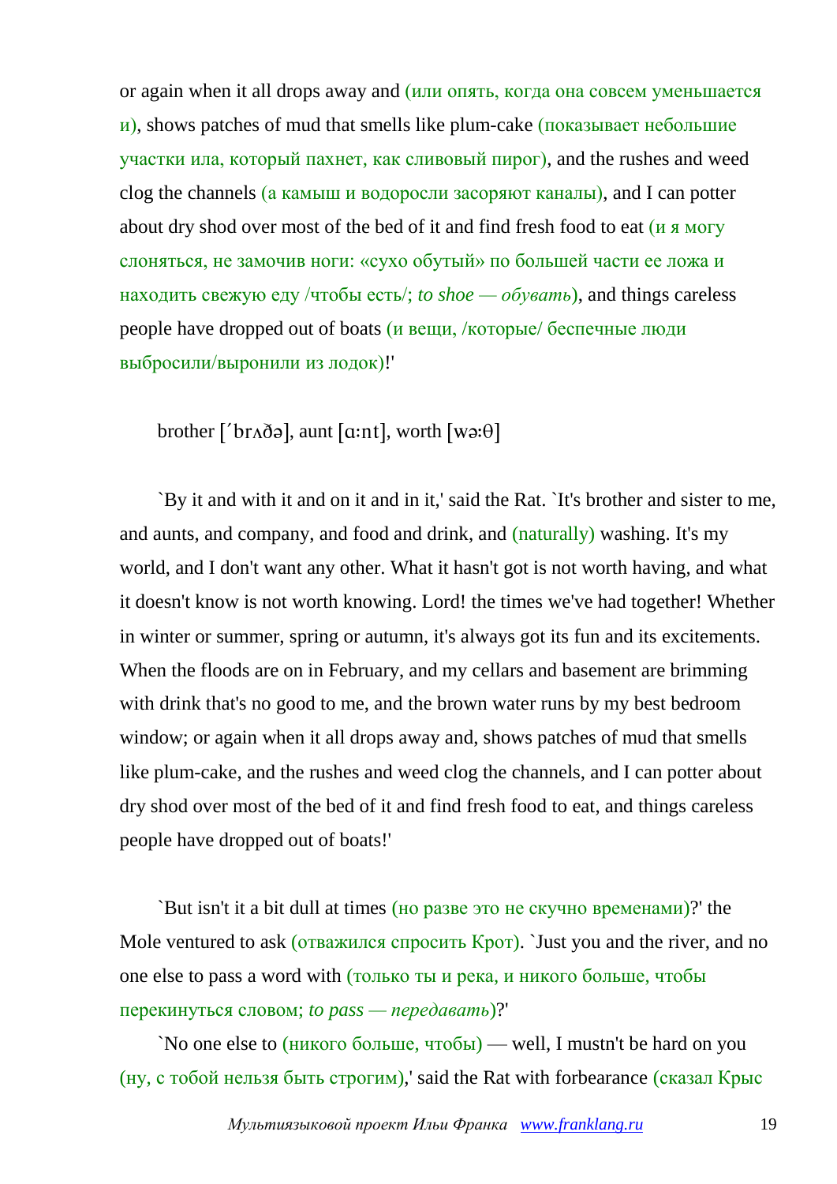or again when it all drops away and (или опять, когда она совсем уменьшается и), shows patches of mud that smells like plum-cake (показывает небольшие участки ила, который пахнет, как сливовый пирог), and the rushes and weed clog the channels (а камыш и водоросли засоряют каналы), and I can potter about dry shod over most of the bed of it and find fresh food to eat (и я могу слоняться, не замочив ноги: «сухо обутый» по большей части ее ложа и находить свежую еду /чтобы есть/; *to shoe — обувать*), and things careless people have dropped out of boats (и вещи, /которые/ беспечные люди выбросили/выронили из лодок)!'

brother [ˊbrʌðə], aunt [ɑ:nt], worth [wə:θ]

`By it and with it and on it and in it,' said the Rat. `It's brother and sister to me, and aunts, and company, and food and drink, and (naturally) washing. It's my world, and I don't want any other. What it hasn't got is not worth having, and what it doesn't know is not worth knowing. Lord! the times we've had together! Whether in winter or summer, spring or autumn, it's always got its fun and its excitements. When the floods are on in February, and my cellars and basement are brimming with drink that's no good to me, and the brown water runs by my best bedroom window; or again when it all drops away and, shows patches of mud that smells like plum-cake, and the rushes and weed clog the channels, and I can potter about dry shod over most of the bed of it and find fresh food to eat, and things careless people have dropped out of boats!'

`But isn't it a bit dull at times (но разве это не скучно временами)?' the Mole ventured to ask (отважился спросить Крот). `Just you and the river, and no one else to pass a word with (только ты и река, и никого больше, чтобы перекинуться словом; *to pass — передавать*)?'

`No one else to (никого больше, чтобы) — well, I mustn't be hard on you (ну, с тобой нельзя быть строгим),' said the Rat with forbearance (сказал Крыс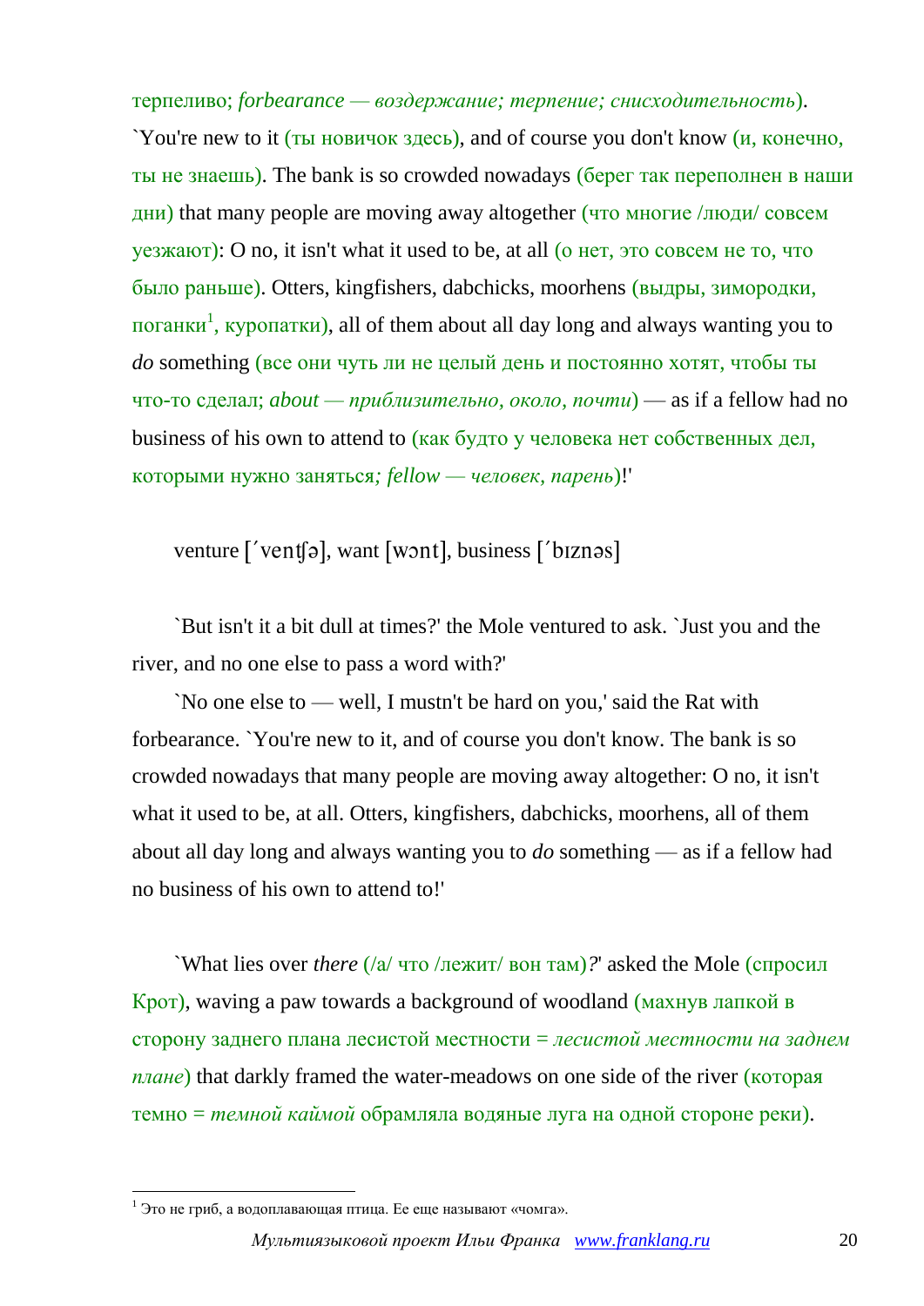терпеливо; *forbearance — воздержание; терпение; снисходительность*). `You're new to it (ты новичок здесь), and of course you don't know (и, конечно, ты не знаешь). The bank is so crowded nowadays (берег так переполнен в наши дни) that many people are moving away altogether (что многие /люди/ совсем уезжают): O no, it isn't what it used to be, at all (о нет, это совсем не то, что было раньше). Otters, kingfishers, dabchicks, moorhens (выдры, зимородки, поганки[1], куропатки), all of them about all day long and always wanting you to *do* something (все они чуть ли не целый день и постоянно хотят, чтобы ты что-то сделал; *about — приблизительно, около, почти*) — as if a fellow had no business of his own to attend to (как будто у человека нет собственных дел, которыми нужно заняться*; fellow — человек, парень*)!'

venture [ˊventʃə], want [wɔnt], business [ˊbɪznəs]

`But isn't it a bit dull at times?' the Mole ventured to ask. `Just you and the river, and no one else to pass a word with?'

`No one else to — well, I mustn't be hard on you,' said the Rat with forbearance. `You're new to it, and of course you don't know. The bank is so crowded nowadays that many people are moving away altogether: O no, it isn't what it used to be, at all. Otters, kingfishers, dabchicks, moorhens, all of them about all day long and always wanting you to *do* something — as if a fellow had no business of his own to attend to!'

`What lies over *there* (/а/ что /лежит/ вон там)*?*' asked the Mole (спросил Крот), waving a paw towards a background of woodland (махнув лапкой в сторону заднего плана лесистой местности = *лесистой местности на заднем плане*) that darkly framed the water-meadows on one side of the river (которая темно = *темной каймой* обрамляла водяные луга на одной стороне реки).

[1] Это не гриб, а водоплавающая птица. Ее еще называют «чомга».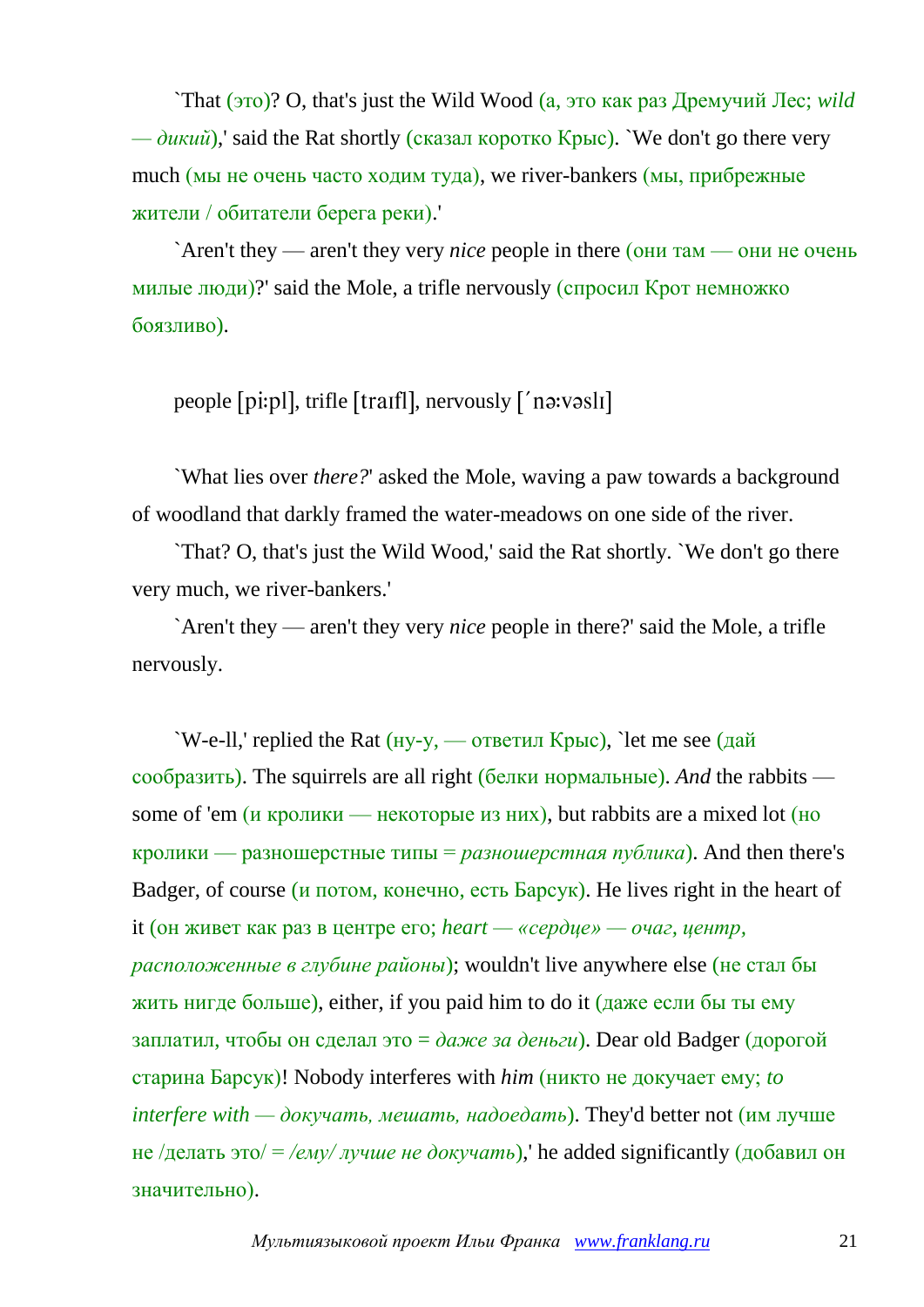`That (это)? O, that's just the Wild Wood (а, это как раз Дремучий Лес; *wild — дикий*),' said the Rat shortly (сказал коротко Крыс). `We don't go there very much (мы не очень часто ходим туда), we river-bankers (мы, прибрежные жители / обитатели берега реки).'

`Aren't they — aren't they very *nice* people in there (они там — они не очень милые люди)?' said the Mole, a trifle nervously (спросил Крот немножко боязливо).

people [pi:pl], trifle [traɪfl], nervously [ˈnə:vəslɪ]

`What lies over *there?*' asked the Mole, waving a paw towards a background of woodland that darkly framed the water-meadows on one side of the river.

`That? O, that's just the Wild Wood,' said the Rat shortly. `We don't go there very much, we river-bankers.'

`Aren't they — aren't they very *nice* people in there?' said the Mole, a trifle nervously.

`W-e-ll,' replied the Rat (ну-у, — ответил Крыс), `let me see (дай сообразить). The squirrels are all right (белки нормальные). *And* the rabbits — some of 'em (и кролики — некоторые из них), but rabbits are a mixed lot (но кролики — разношерстные типы = *разношерстная публика*). And then there's Badger, of course (и потом, конечно, есть Барсук). He lives right in the heart of it (он живет как раз в центре его; *heart — «сердце» — очаг, центр, расположенные в глубине районы*); wouldn't live anywhere else (не стал бы жить нигде больше), either, if you paid him to do it (даже если бы ты ему заплатил, чтобы он сделал это = *даже за деньги*). Dear old Badger (дорогой старина Барсук)! Nobody interferes with *him* (никто не докучает ему; *to interfere with — докучать, мешать, надоедать*). They'd better not (им лучше не /делать это/ = */ему/ лучше не докучать*),' he added significantly (добавил он значительно).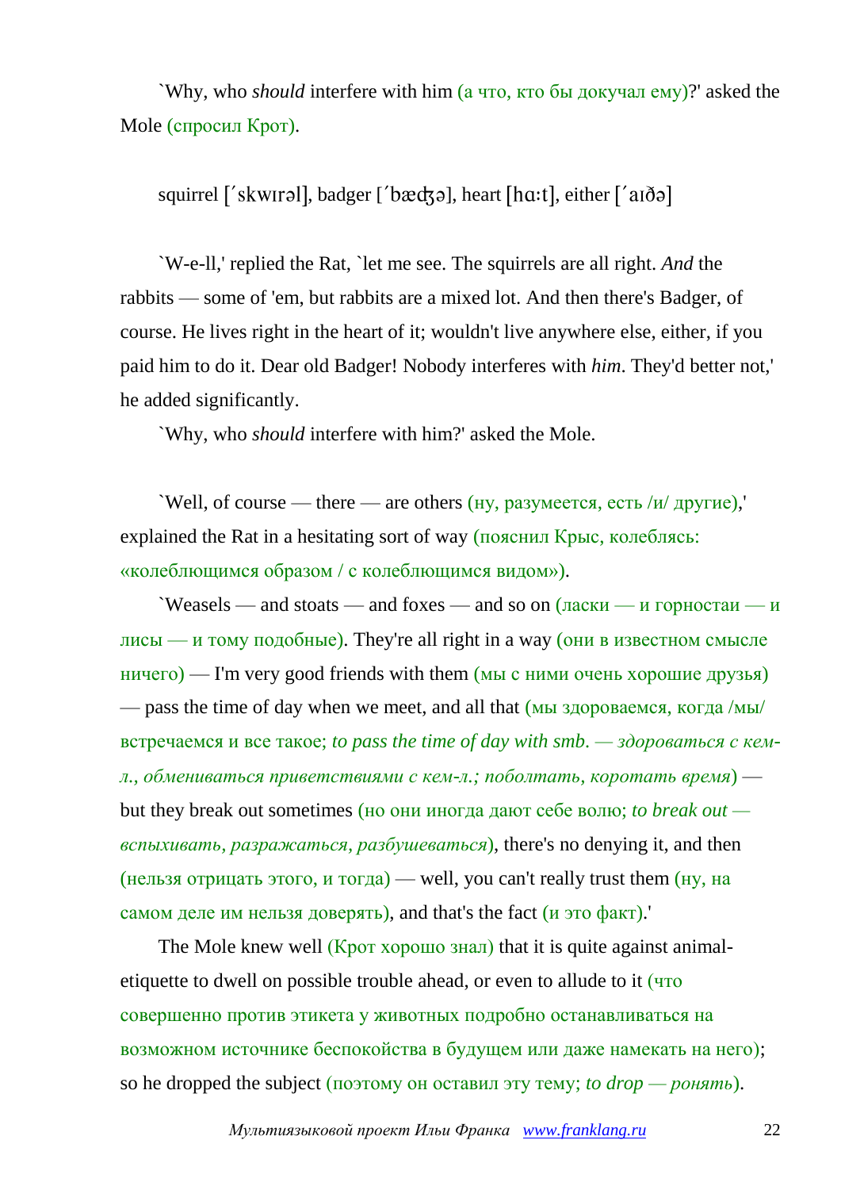`Why, who *should* interfere with him (а что, кто бы докучал ему)?' asked the Mole (спросил Крот).

squirrel [ˊskwɪrəl], badger [ˊbæʤə], heart [hɑːt], either [ˊaɪðə]

`W-e-ll,' replied the Rat, `let me see. The squirrels are all right. *And* the rabbits — some of 'em, but rabbits are a mixed lot. And then there's Badger, of course. He lives right in the heart of it; wouldn't live anywhere else, either, if you paid him to do it. Dear old Badger! Nobody interferes with *him*. They'd better not,' he added significantly.

`Why, who *should* interfere with him?' asked the Mole.

`Well, of course — there — are others (ну, разумеется, есть /и/ другие),' explained the Rat in a hesitating sort of way (пояснил Крыс, колеблясь: «колеблющимся образом / с колеблющимся видом»).

`Weasels — and stoats — and foxes — and so on (ласки — и горностаи — и лисы — и тому подобные). They're all right in a way (они в известном смысле ничего) — I'm very good friends with them (мы с ними очень хорошие друзья) — pass the time of day when we meet, and all that (мы здороваемся, когда /мы/ встречаемся и все такое; *to pass the time of day with smb. — здороваться с кем-л., обмениваться приветствиями с кем-л.; поболтать, коротать время*) — but they break out sometimes (но они иногда дают себе волю; *to break out — вспыхивать, разражаться, разбушеваться*), there's no denying it, and then (нельзя отрицать этого, и тогда) — well, you can't really trust them (ну, на самом деле им нельзя доверять), and that's the fact (и это факт).'

The Mole knew well (Крот хорошо знал) that it is quite against animal-etiquette to dwell on possible trouble ahead, or even to allude to it (что совершенно против этикета у животных подробно останавливаться на возможном источнике беспокойства в будущем или даже намекать на него); so he dropped the subject (поэтому он оставил эту тему; *to drop — ронять*).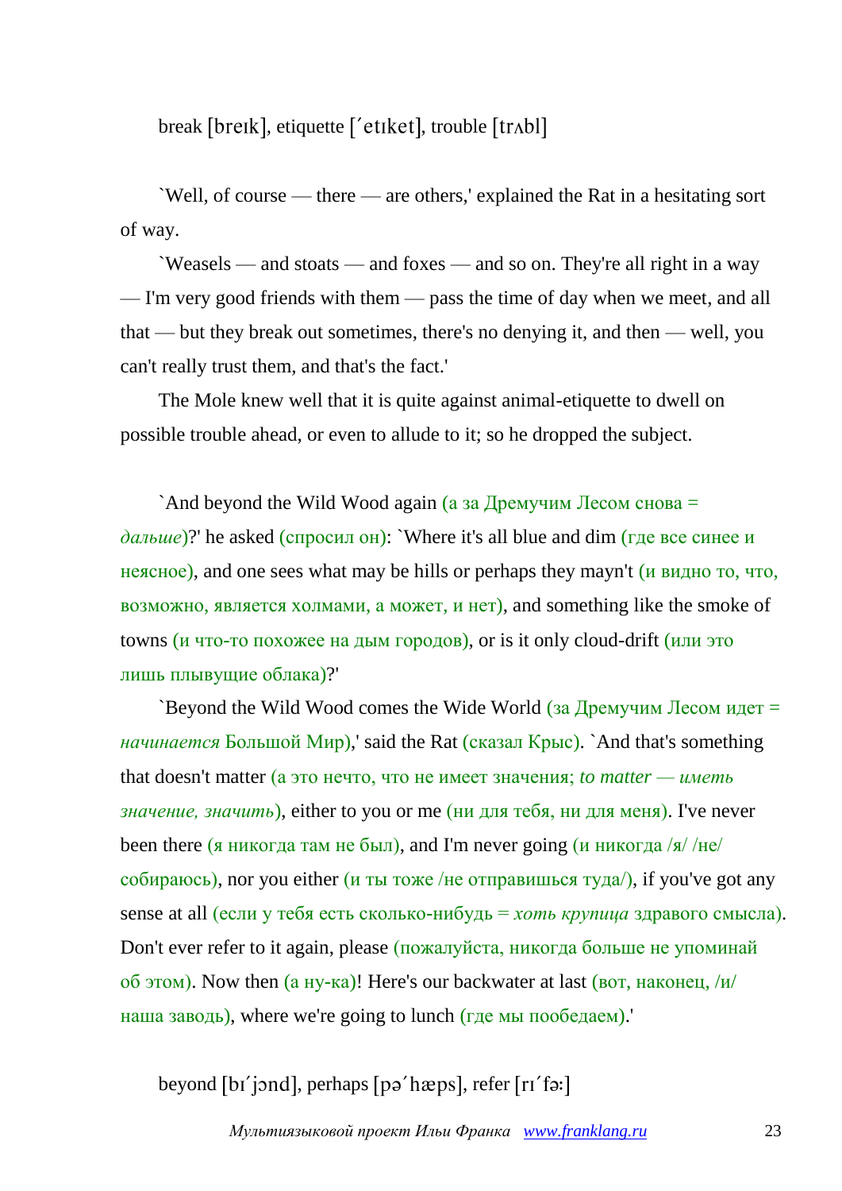break [breɪk], etiquette [ˊetɪket], trouble [trʌbl]

`Well, of course — there — are others,' explained the Rat in a hesitating sort of way.

`Weasels — and stoats — and foxes — and so on. They're all right in a way — I'm very good friends with them — pass the time of day when we meet, and all that — but they break out sometimes, there's no denying it, and then — well, you can't really trust them, and that's the fact.'

The Mole knew well that it is quite against animal-etiquette to dwell on possible trouble ahead, or even to allude to it; so he dropped the subject.

`And beyond the Wild Wood again (а за Дремучим Лесом снова = *дальше*)?' he asked (спросил он): `Where it's all blue and dim (где все синее и неясное), and one sees what may be hills or perhaps they mayn't (и видно то, что, возможно, является холмами, а может, и нет), and something like the smoke of towns (и что-то похожее на дым городов), or is it only cloud-drift (или это лишь плывущие облака)?'

`Beyond the Wild Wood comes the Wide World (за Дремучим Лесом идет = *начинается* Большой Мир),' said the Rat (сказал Крыс). `And that's something that doesn't matter (а это нечто, что не имеет значения; *to matter — иметь значение, значить*), either to you or me (ни для тебя, ни для меня). I've never been there (я никогда там не был), and I'm never going (и никогда /я/ /не/ собираюсь), nor you either (и ты тоже /не отправишься туда/), if you've got any sense at all (если у тебя есть сколько-нибудь = *хоть крупица* здравого смысла). Don't ever refer to it again, please (пожалуйста, никогда больше не упоминай об этом). Now then (а ну-ка)! Here's our backwater at last (вот, наконец, /и/ наша заводь), where we're going to lunch (где мы пообедаем).'

beyond [bɪˊjɔnd], perhaps [pəˊhæps], refer [rɪˊfə:]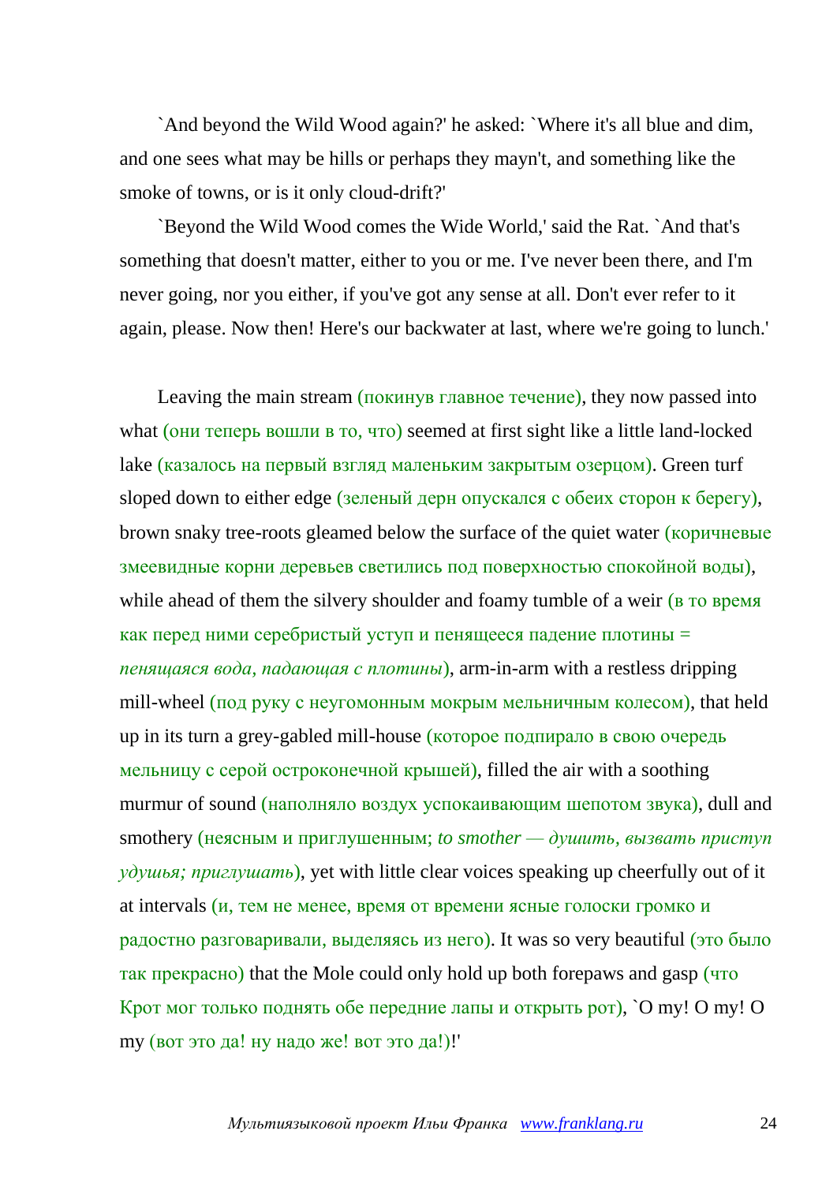`And beyond the Wild Wood again?' he asked: `Where it's all blue and dim, and one sees what may be hills or perhaps they mayn't, and something like the smoke of towns, or is it only cloud-drift?'

`Beyond the Wild Wood comes the Wide World,' said the Rat. `And that's something that doesn't matter, either to you or me. I've never been there, and I'm never going, nor you either, if you've got any sense at all. Don't ever refer to it again, please. Now then! Here's our backwater at last, where we're going to lunch.'

Leaving the main stream (покинув главное течение), they now passed into what (они теперь вошли в то, что) seemed at first sight like a little land-locked lake (казалось на первый взгляд маленьким закрытым озерцом). Green turf sloped down to either edge (зеленый дерн опускался с обеих сторон к берегу), brown snaky tree-roots gleamed below the surface of the quiet water (коричневые змеевидные корни деревьев светились под поверхностью спокойной воды), while ahead of them the silvery shoulder and foamy tumble of a weir (в то время как перед ними серебристый уступ и пенящееся падение плотины = *пенящаяся вода, падающая с плотины*), arm-in-arm with a restless dripping mill-wheel (под руку с неугомонным мокрым мельничным колесом), that held up in its turn a grey-gabled mill-house (которое подпирало в свою очередь мельницу с серой остроконечной крышей), filled the air with a soothing murmur of sound (наполняло воздух успокаивающим шепотом звука), dull and smothery (неясным и приглушенным; *to smother — душить, вызвать приступ удушья; приглушать*), yet with little clear voices speaking up cheerfully out of it at intervals (и, тем не менее, время от времени ясные голоски громко и радостно разговаривали, выделяясь из него). It was so very beautiful (это было так прекрасно) that the Mole could only hold up both forepaws and gasp (что Крот мог только поднять обе передние лапы и открыть рот), `O my! O my! O my (вот это да! ну надо же! вот это да!)!'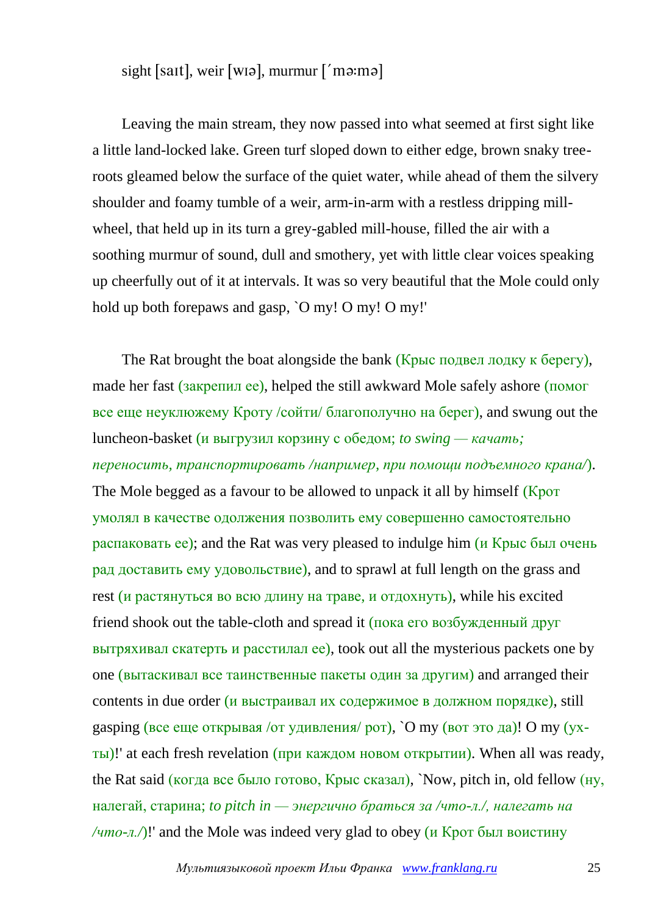sight [saɪt], weir [wɪə], murmur [ˈmə:mə]

Leaving the main stream, they now passed into what seemed at first sight like a little land-locked lake. Green turf sloped down to either edge, brown snaky tree-roots gleamed below the surface of the quiet water, while ahead of them the silvery shoulder and foamy tumble of a weir, arm-in-arm with a restless dripping mill-wheel, that held up in its turn a grey-gabled mill-house, filled the air with a soothing murmur of sound, dull and smothery, yet with little clear voices speaking up cheerfully out of it at intervals. It was so very beautiful that the Mole could only hold up both forepaws and gasp, `O my! O my! O my!'

The Rat brought the boat alongside the bank (Крыс подвел лодку к берегу), made her fast (закрепил ее), helped the still awkward Mole safely ashore (помог все еще неуклюжему Кроту /сойти/ благополучно на берег), and swung out the luncheon-basket (и выгрузил корзину с обедом; *to swing — качать; переносить, транспортировать /например, при помощи подъемного крана/*). The Mole begged as a favour to be allowed to unpack it all by himself (Крот умолял в качестве одолжения позволить ему совершенно самостоятельно распаковать ее); and the Rat was very pleased to indulge him (и Крыс был очень рад доставить ему удовольствие), and to sprawl at full length on the grass and rest (и растянуться во всю длину на траве, и отдохнуть), while his excited friend shook out the table-cloth and spread it (пока его возбужденный друг вытряхивал скатерть и расстилал ее), took out all the mysterious packets one by one (вытаскивал все таинственные пакеты один за другим) and arranged their contents in due order (и выстраивал их содержимое в должном порядке), still gasping (все еще открывая /от удивления/ рот), `O my (вот это да)! O my (ух-ты)!' at each fresh revelation (при каждом новом открытии). When all was ready, the Rat said (когда все было готово, Крыс сказал), `Now, pitch in, old fellow (ну, налегай, старина; *to pitch in — энергично браться за /что-л./, налегать на /что-л./*)!' and the Mole was indeed very glad to obey (и Крот был воистину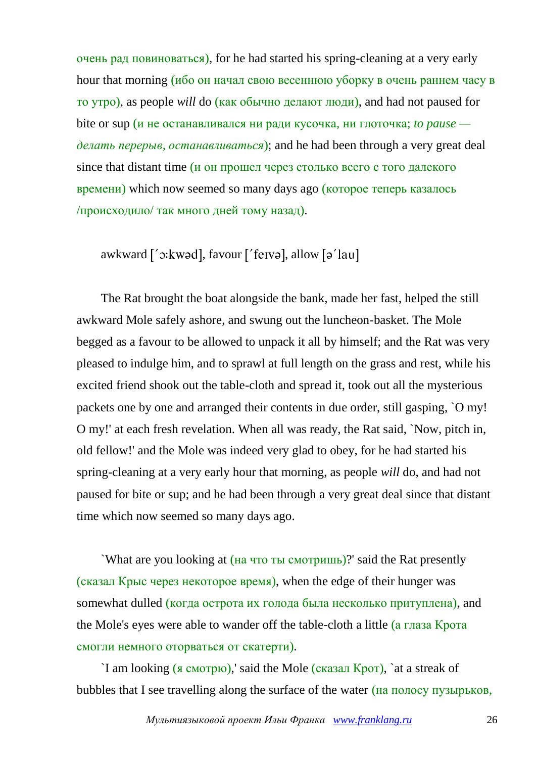очень рад повиноваться), for he had started his spring-cleaning at a very early hour that morning (ибо он начал свою весеннюю уборку в очень раннем часу в то утро), as people *will* do (как обычно делают люди), and had not paused for bite or sup (и не останавливался ни ради кусочка, ни глоточка; *to pause — делать перерыв, останавливаться*); and he had been through a very great deal since that distant time (и он прошел через столько всего с того далекого времени) which now seemed so many days ago (которое теперь казалось /происходило/ так много дней тому назад).

awkward [´ɔːkwəd], favour [´feɪvə], allow [ə´lau]

The Rat brought the boat alongside the bank, made her fast, helped the still awkward Mole safely ashore, and swung out the luncheon-basket. The Mole begged as a favour to be allowed to unpack it all by himself; and the Rat was very pleased to indulge him, and to sprawl at full length on the grass and rest, while his excited friend shook out the table-cloth and spread it, took out all the mysterious packets one by one and arranged their contents in due order, still gasping, `O my! O my!' at each fresh revelation. When all was ready, the Rat said, `Now, pitch in, old fellow!' and the Mole was indeed very glad to obey, for he had started his spring-cleaning at a very early hour that morning, as people *will* do, and had not paused for bite or sup; and he had been through a very great deal since that distant time which now seemed so many days ago.

`What are you looking at (на что ты смотришь)?' said the Rat presently (сказал Крыс через некоторое время), when the edge of their hunger was somewhat dulled (когда острота их голода была несколько притуплена), and the Mole's eyes were able to wander off the table-cloth a little (а глаза Крота смогли немного оторваться от скатерти).

`I am looking (я смотрю),' said the Mole (сказал Крот), `at a streak of bubbles that I see travelling along the surface of the water (на полосу пузырьков,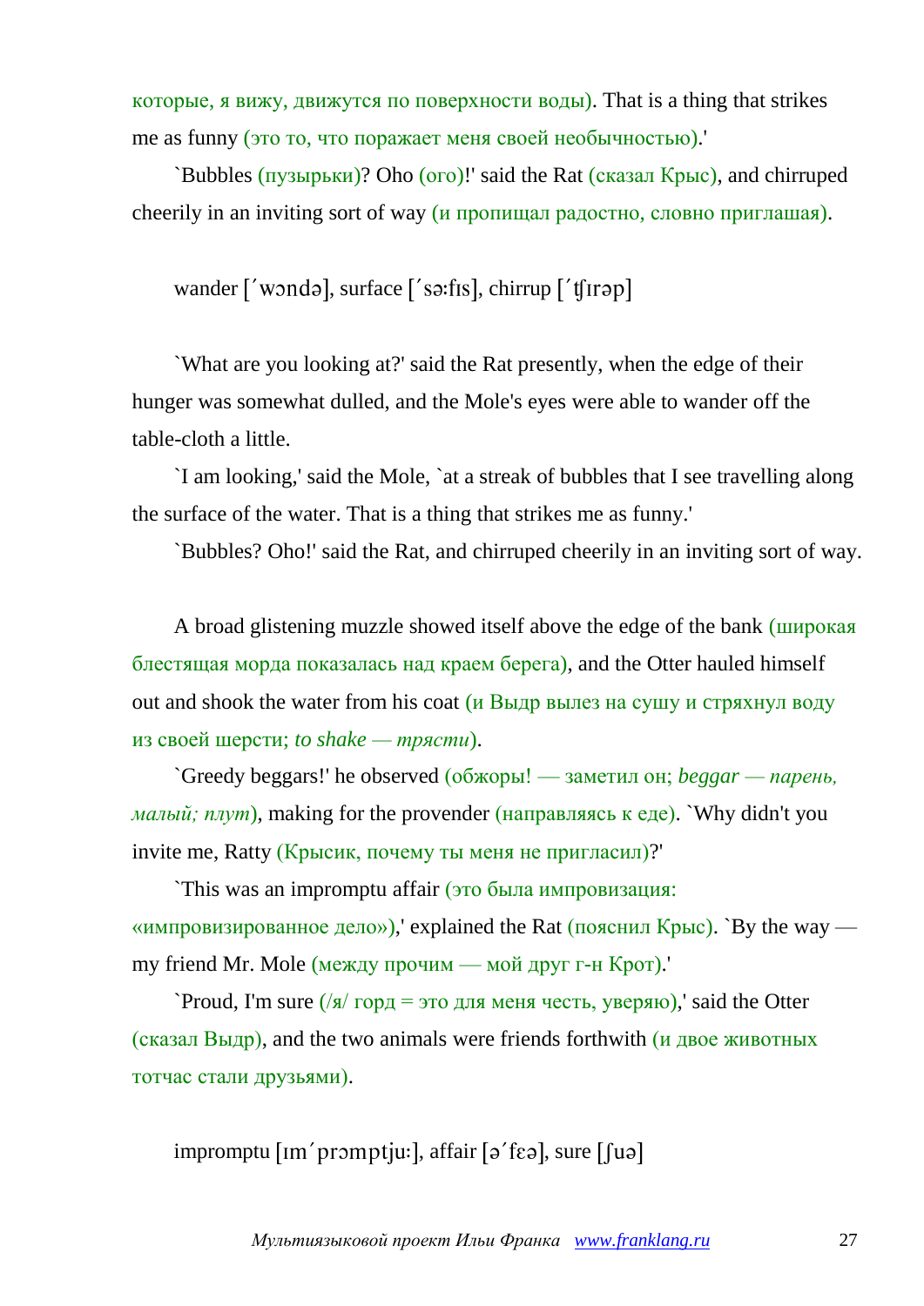которые, я вижу, движутся по поверхности воды). That is a thing that strikes me as funny (это то, что поражает меня своей необычностью).'

`Bubbles (пузырьки)? Oho (ого)!' said the Rat (сказал Крыс), and chirruped cheerily in an inviting sort of way (и пропищал радостно, словно приглашая).

wander [´wɔndə], surface [´sə:fıs], chirrup [´ʧırəp]

`What are you looking at?' said the Rat presently, when the edge of their hunger was somewhat dulled, and the Mole's eyes were able to wander off the table-cloth a little.

`I am looking,' said the Mole, `at a streak of bubbles that I see travelling along the surface of the water. That is a thing that strikes me as funny.'

`Bubbles? Oho!' said the Rat, and chirruped cheerily in an inviting sort of way.

A broad glistening muzzle showed itself above the edge of the bank (широкая блестящая морда показалась над краем берега), and the Otter hauled himself out and shook the water from his coat (и Выдр вылез на сушу и стряхнул воду из своей шерсти; *to shake — трясти*).

`Greedy beggars!' he observed (обжоры! — заметил он; *beggar — парень, малый; плут*), making for the provender (направляясь к еде). `Why didn't you invite me, Ratty (Крысик, почему ты меня не пригласил)?'

`This was an impromptu affair (это была импровизация: «импровизированное дело»),' explained the Rat (пояснил Крыс). `By the way — my friend Mr. Mole (между прочим — мой друг г-н Крот).'

`Proud, I'm sure (/я/ горд = это для меня честь, уверяю),' said the Otter (сказал Выдр), and the two animals were friends forthwith (и двое животных тотчас стали друзьями).

impromptu [ım´prɔmptju:], affair [ə´fɛə], sure [ʃuə]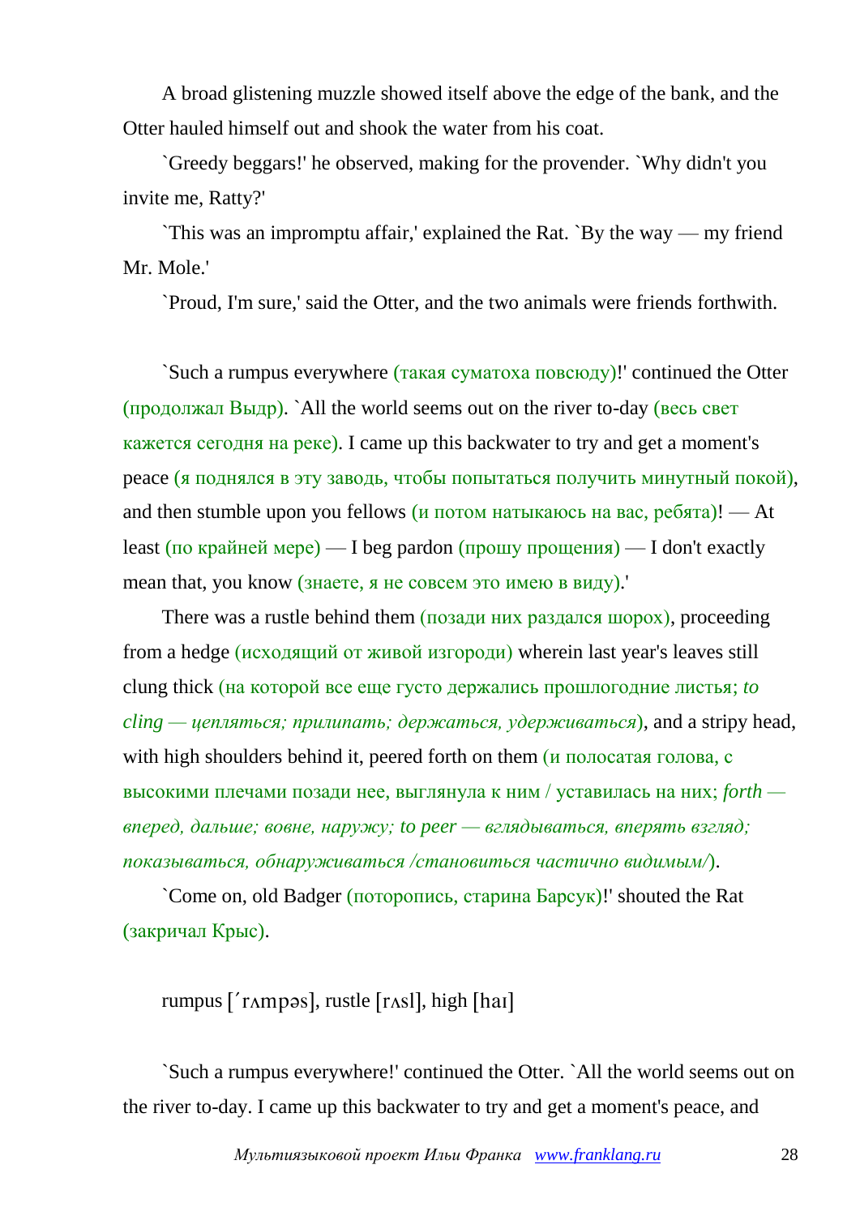A broad glistening muzzle showed itself above the edge of the bank, and the Otter hauled himself out and shook the water from his coat.

`Greedy beggars!' he observed, making for the provender. `Why didn't you invite me, Ratty?'

`This was an impromptu affair,' explained the Rat. `By the way — my friend Mr. Mole.'

`Proud, I'm sure,' said the Otter, and the two animals were friends forthwith.

`Such a rumpus everywhere (такая суматоха повсюду)!' continued the Otter (продолжал Выдр). `All the world seems out on the river to-day (весь свет кажется сегодня на реке). I came up this backwater to try and get a moment's peace (я поднялся в эту заводь, чтобы попытаться получить минутный покой), and then stumble upon you fellows (и потом натыкаюсь на вас, ребята)! — At least (по крайней мере) — I beg pardon (прошу прощения) — I don't exactly mean that, you know (знаете, я не совсем это имею в виду).'

There was a rustle behind them (позади них раздался шорох), proceeding from a hedge (исходящий от живой изгороди) wherein last year's leaves still clung thick (на которой все еще густо держались прошлогодние листья; *to cling — цепляться; прилипать; держаться, удерживаться*), and a stripy head, with high shoulders behind it, peered forth on them (и полосатая голова, с высокими плечами позади нее, выглянула к ним / уставилась на них; *forth — вперед, дальше; вовне, наружу; to peer — вглядываться, вперять взгляд; показываться, обнаруживаться /становиться частично видимым/*).

`Come on, old Badger (поторопись, старина Барсук)!' shouted the Rat (закричал Крыс).

rumpus [΄rʌmpәs], rustle [rʌsl], high [haɪ]

`Such a rumpus everywhere!' continued the Otter. `All the world seems out on the river to-day. I came up this backwater to try and get a moment's peace, and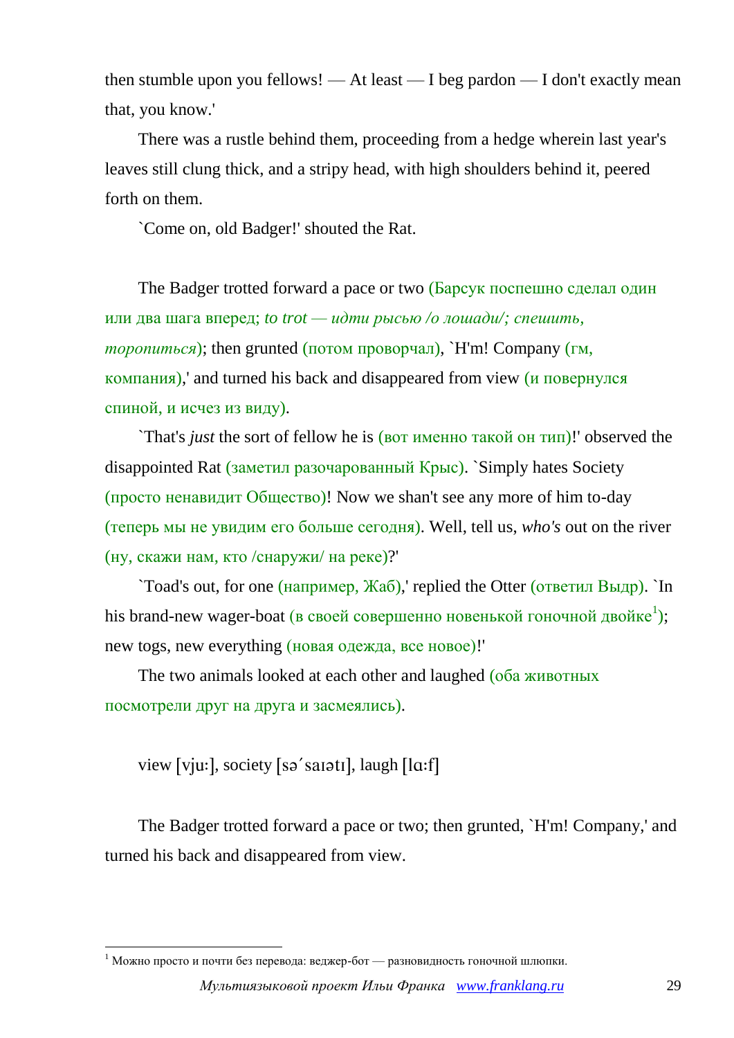then stumble upon you fellows! — At least — I beg pardon — I don't exactly mean that, you know.'

There was a rustle behind them, proceeding from a hedge wherein last year's leaves still clung thick, and a stripy head, with high shoulders behind it, peered forth on them.

`Come on, old Badger!' shouted the Rat.

The Badger trotted forward a pace or two (Барсук поспешно сделал один или два шага вперед; *to trot — идти рысью /о лошади/; спешить, торопиться*); then grunted (потом проворчал), `H'm! Company (гм, компания),' and turned his back and disappeared from view (и повернулся спиной, и исчез из виду).

`That's *just* the sort of fellow he is (вот именно такой он тип)!' observed the disappointed Rat (заметил разочарованный Крыс). `Simply hates Society (просто ненавидит Общество)! Now we shan't see any more of him to-day (теперь мы не увидим его больше сегодня). Well, tell us, *who's* out on the river (ну, скажи нам, кто /снаружи/ на реке)?'

`Toad's out, for one (например, Жаб),' replied the Otter (ответил Выдр). `In his brand-new wager-boat (в своей совершенно новенькой гоночной двойке[1]); new togs, new everything (новая одежда, все новое)!'

The two animals looked at each other and laughed (оба животных посмотрели друг на друга и засмеялись).

view [vju:], society [sə´saɪətɪ], laugh [lɑ:f]

The Badger trotted forward a pace or two; then grunted, `H'm! Company,' and turned his back and disappeared from view.

[1] Можно просто и почти без перевода: веджер-бот — разновидность гоночной шлюпки.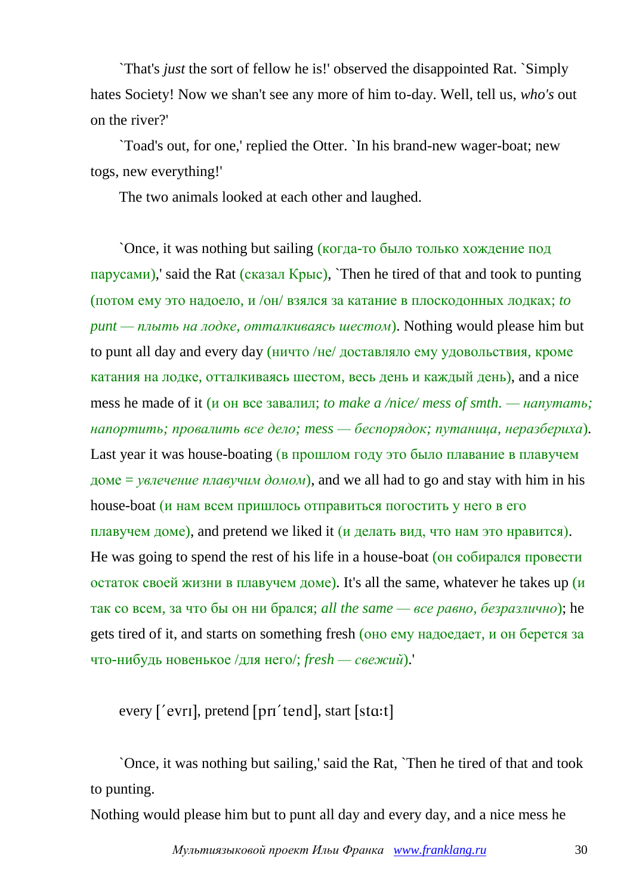`That's *just* the sort of fellow he is!' observed the disappointed Rat. `Simply hates Society! Now we shan't see any more of him to-day. Well, tell us, *who's* out on the river?'

`Toad's out, for one,' replied the Otter. `In his brand-new wager-boat; new togs, new everything!'

The two animals looked at each other and laughed.

`Once, it was nothing but sailing (когда-то было только хождение под парусами),' said the Rat (сказал Крыс), `Then he tired of that and took to punting (потом ему это надоело, и /он/ взялся за катание в плоскодонных лодках; *to punt — плыть на лодке, отталкиваясь шестом*). Nothing would please him but to punt all day and every day (ничто /не/ доставляло ему удовольствия, кроме катания на лодке, отталкиваясь шестом, весь день и каждый день), and a nice mess he made of it (и он все завалил; *to make a /nice/ mess of smth. — напутать; напортить; провалить все дело; mess — беспорядок; путаница, неразбериха*). Last year it was house-boating (в прошлом году это было плавание в плавучем доме = *увлечение плавучим домом*), and we all had to go and stay with him in his house-boat (и нам всем пришлось отправиться погостить у него в его плавучем доме), and pretend we liked it (и делать вид, что нам это нравится). He was going to spend the rest of his life in a house-boat (он собирался провести остаток своей жизни в плавучем доме). It's all the same, whatever he takes up (и так со всем, за что бы он ни брался; *all the same — все равно, безразлично*); he gets tired of it, and starts on something fresh (оно ему надоедает, и он берется за что-нибудь новенькое /для него/; *fresh — свежий*).'

every [ˊevrɪ], pretend [prɪˊtend], start [stɑ:t]

`Once, it was nothing but sailing,' said the Rat, `Then he tired of that and took to punting.
Nothing would please him but to punt all day and every day, and a nice mess he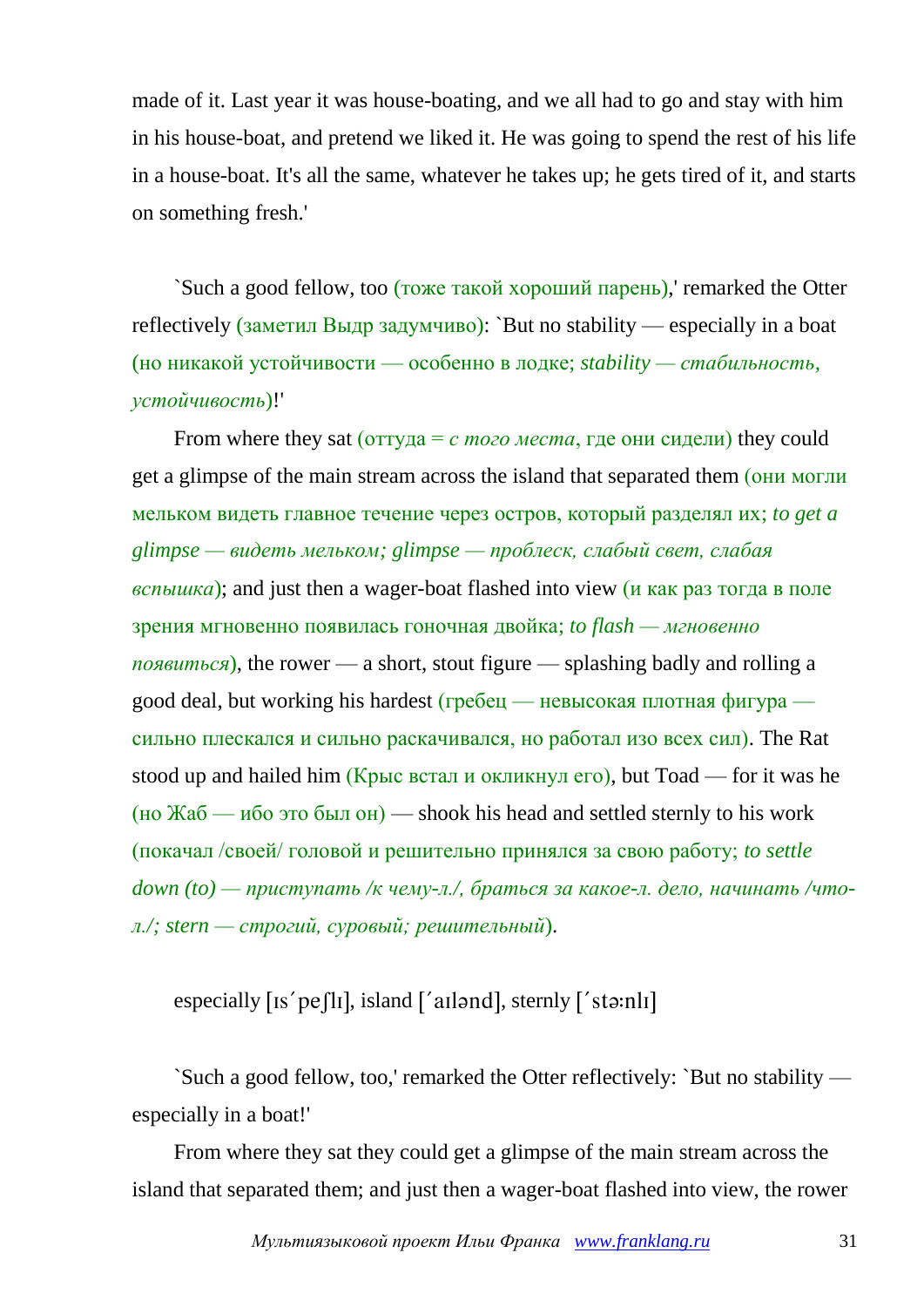made of it. Last year it was house-boating, and we all had to go and stay with him in his house-boat, and pretend we liked it. He was going to spend the rest of his life in a house-boat. It's all the same, whatever he takes up; he gets tired of it, and starts on something fresh.'

`Such a good fellow, too (тоже такой хороший парень),' remarked the Otter reflectively (заметил Выдр задумчиво): `But no stability — especially in a boat (но никакой устойчивости — особенно в лодке; *stability — стабильность, устойчивость*)!'

From where they sat (оттуда = *с того места*, где они сидели) they could get a glimpse of the main stream across the island that separated them (они могли мельком видеть главное течение через остров, который разделял их; *to get a glimpse — видеть мельком; glimpse — проблеск, слабый свет, слабая вспышка*); and just then a wager-boat flashed into view (и как раз тогда в поле зрения мгновенно появилась гоночная двойка; *to flash — мгновенно появиться*), the rower — a short, stout figure — splashing badly and rolling a good deal, but working his hardest (гребец — невысокая плотная фигура — сильно плескался и сильно раскачивался, но работал изо всех сил). The Rat stood up and hailed him (Крыс встал и окликнул его), but Toad — for it was he (но Жаб — ибо это был он) — shook his head and settled sternly to his work (покачал /своей/ головой и решительно принялся за свою работу; *to settle down (to) — приступать /к чему-л./, браться за какое-л. дело, начинать /что-л./; stern — строгий, суровый; решительный*).

especially [ɪs´peʃlɪ], island [´aɪlənd], sternly [´stə:nlɪ]

`Such a good fellow, too,' remarked the Otter reflectively: `But no stability — especially in a boat!'

From where they sat they could get a glimpse of the main stream across the island that separated them; and just then a wager-boat flashed into view, the rower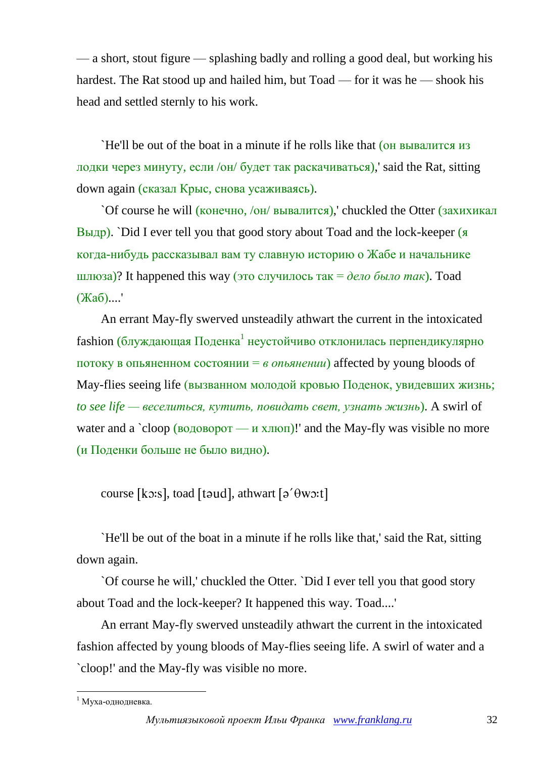— a short, stout figure — splashing badly and rolling a good deal, but working his hardest. The Rat stood up and hailed him, but Toad — for it was he — shook his head and settled sternly to his work.

`He'll be out of the boat in a minute if he rolls like that (он вывалится из лодки через минуту, если /он/ будет так раскачиваться),' said the Rat, sitting down again (сказал Крыс, снова усаживаясь).

`Of course he will (конечно, /он/ вывалится),' chuckled the Otter (захихикал Выдр). `Did I ever tell you that good story about Toad and the lock-keeper (я когда-нибудь рассказывал вам ту славную историю о Жабе и начальнике шлюза)? It happened this way (это случилось так = *дело было так*). Toad (Жаб)....'

An errant May-fly swerved unsteadily athwart the current in the intoxicated fashion (блуждающая Поденка[1] неустойчиво отклонилась перпендикулярно потоку в опьяненном состоянии = *в опьянении*) affected by young bloods of May-flies seeing life (вызванном молодой кровью Поденок, увидевших жизнь; *to see life — веселиться, кутить, повидать свет, узнать жизнь*). A swirl of water and a `cloop (водоворот — и хлюп)!' and the May-fly was visible no more (и Поденки больше не было видно).

course [kɔːs], toad [təud], athwart [əˊθwɔːt]

`He'll be out of the boat in a minute if he rolls like that,' said the Rat, sitting down again.

`Of course he will,' chuckled the Otter. `Did I ever tell you that good story about Toad and the lock-keeper? It happened this way. Toad....'

An errant May-fly swerved unsteadily athwart the current in the intoxicated fashion affected by young bloods of May-flies seeing life. A swirl of water and a `cloop!' and the May-fly was visible no more.

---

[1] Муха-однодневка.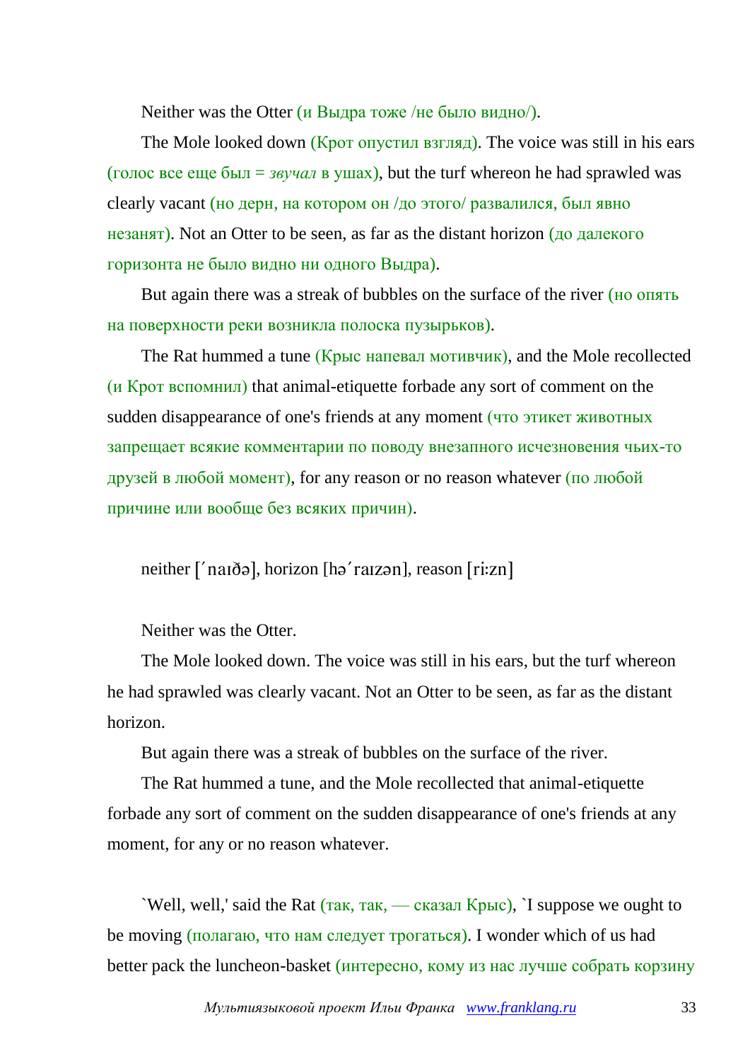Neither was the Otter (и Выдра тоже /не было видно/).

The Mole looked down (Крот опустил взгляд). The voice was still in his ears (голос все еще был = *звучал* в ушах), but the turf whereon he had sprawled was clearly vacant (но дерн, на котором он /до этого/ развалился, был явно незанят). Not an Otter to be seen, as far as the distant horizon (до далекого горизонта не было видно ни одного Выдра).

But again there was a streak of bubbles on the surface of the river (но опять на поверхности реки возникла полоска пузырьков).

The Rat hummed a tune (Крыс напевал мотивчик), and the Mole recollected (и Крот вспомнил) that animal-etiquette forbade any sort of comment on the sudden disappearance of one's friends at any moment (что этикет животных запрещает всякие комментарии по поводу внезапного исчезновения чьих-то друзей в любой момент), for any reason or no reason whatever (по любой причине или вообще без всяких причин).

neither [ˊnaɪðə], horizon [həˊraɪzən], reason [riːzn]

Neither was the Otter.

The Mole looked down. The voice was still in his ears, but the turf whereon he had sprawled was clearly vacant. Not an Otter to be seen, as far as the distant horizon.

But again there was a streak of bubbles on the surface of the river.

The Rat hummed a tune, and the Mole recollected that animal-etiquette forbade any sort of comment on the sudden disappearance of one's friends at any moment, for any or no reason whatever.

`Well, well,' said the Rat (так, так, — сказал Крыс), `I suppose we ought to be moving (полагаю, что нам следует трогаться). I wonder which of us had better pack the luncheon-basket (интересно, кому из нас лучше собрать корзину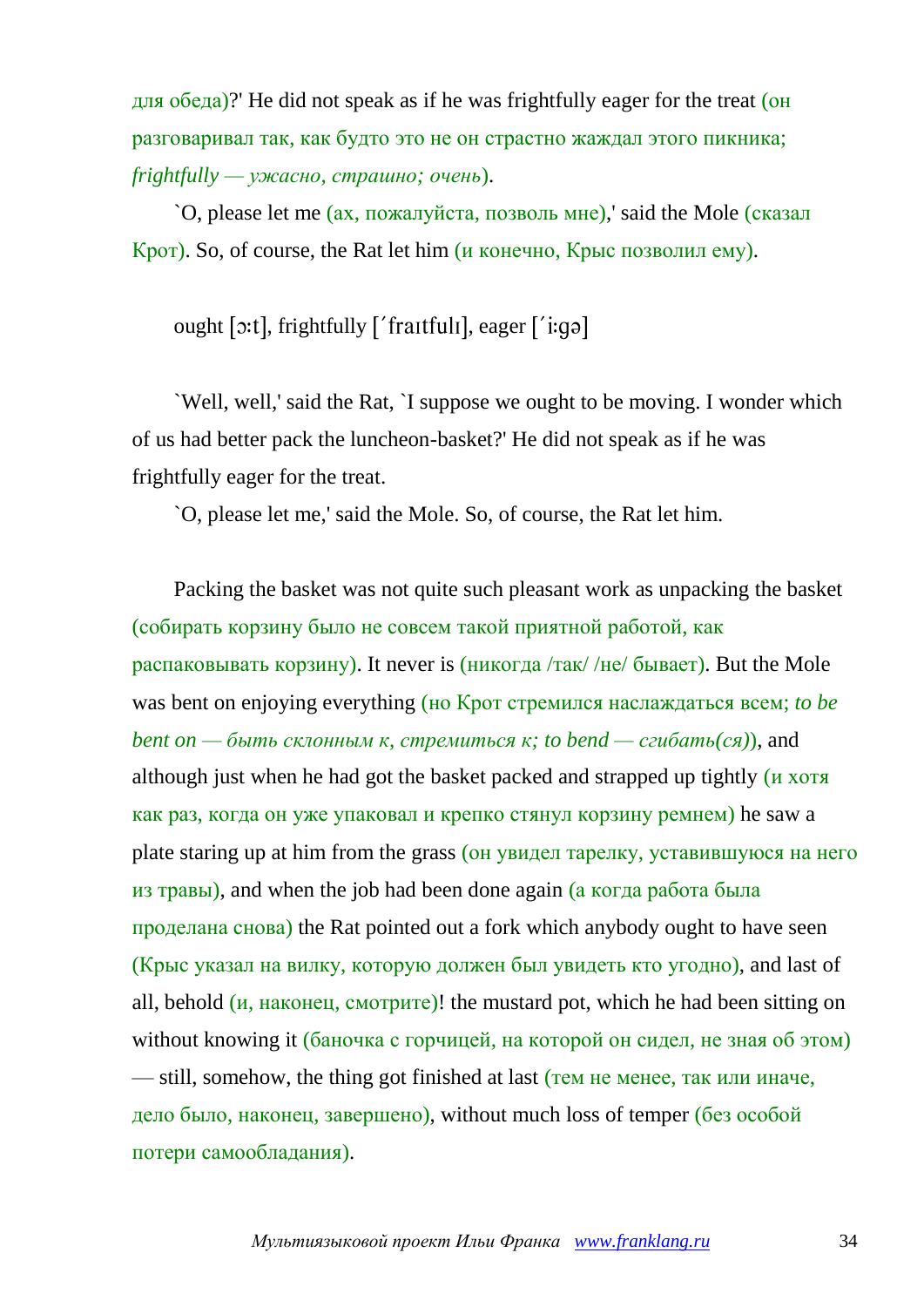для обеда)?' He did not speak as if he was frightfully eager for the treat (он разговаривал так, как будто это не он страстно жаждал этого пикника; *frightfully — ужасно, страшно; очень*).

`O, please let me (ах, пожалуйста, позволь мне),' said the Mole (сказал Крот). So, of course, the Rat let him (и конечно, Крыс позволил ему).

ought [ɔ:t], frightfully [ˊfraɪtfulɪ], eager [ˊi:gə]

`Well, well,' said the Rat, `I suppose we ought to be moving. I wonder which of us had better pack the luncheon-basket?' He did not speak as if he was frightfully eager for the treat.

`O, please let me,' said the Mole. So, of course, the Rat let him.

Packing the basket was not quite such pleasant work as unpacking the basket (собирать корзину было не совсем такой приятной работой, как распаковывать корзину). It never is (никогда /так/ /не/ бывает). But the Mole was bent on enjoying everything (но Крот стремился наслаждаться всем; *to be bent on — быть склонным к, стремиться к; to bend — сгибать(ся)*), and although just when he had got the basket packed and strapped up tightly (и хотя как раз, когда он уже упаковал и крепко стянул корзину ремнем) he saw a plate staring up at him from the grass (он увидел тарелку, уставившуюся на него из травы), and when the job had been done again (а когда работа была проделана снова) the Rat pointed out a fork which anybody ought to have seen (Крыс указал на вилку, которую должен был увидеть кто угодно), and last of all, behold (и, наконец, смотрите)! the mustard pot, which he had been sitting on without knowing it (баночка с горчицей, на которой он сидел, не зная об этом) — still, somehow, the thing got finished at last (тем не менее, так или иначе, дело было, наконец, завершено), without much loss of temper (без особой потери самообладания).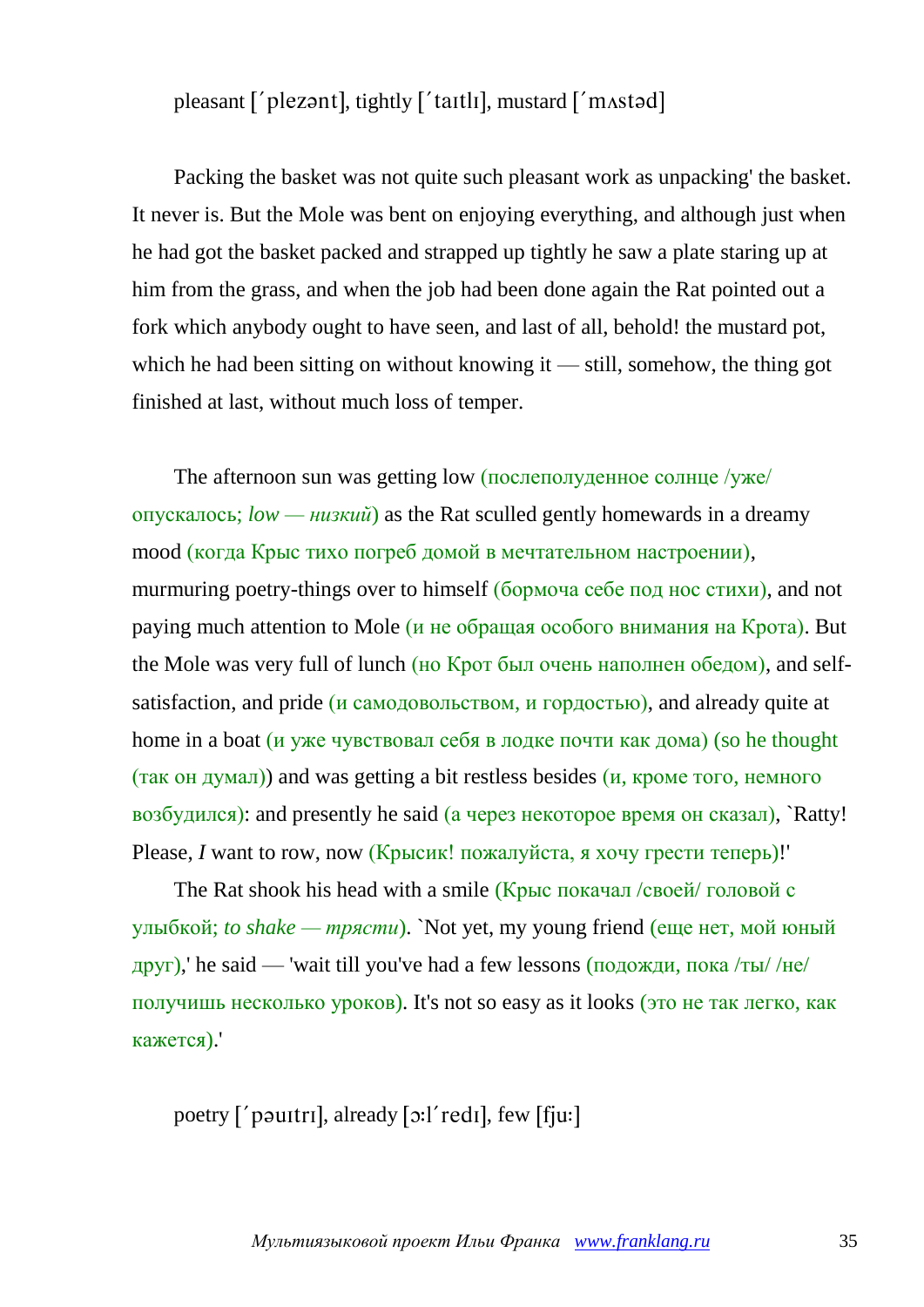pleasant [΄plezənt], tightly [΄taɪtlɪ], mustard [΄mʌstəd]

Packing the basket was not quite such pleasant work as unpacking' the basket. It never is. But the Mole was bent on enjoying everything, and although just when he had got the basket packed and strapped up tightly he saw a plate staring up at him from the grass, and when the job had been done again the Rat pointed out a fork which anybody ought to have seen, and last of all, behold! the mustard pot, which he had been sitting on without knowing it — still, somehow, the thing got finished at last, without much loss of temper.

The afternoon sun was getting low (послеполуденное солнце /уже/ опускалось; *low — низкий*) as the Rat sculled gently homewards in a dreamy mood (когда Крыс тихо погреб домой в мечтательном настроении), murmuring poetry-things over to himself (бормоча себе под нос стихи), and not paying much attention to Mole (и не обращая особого внимания на Крота). But the Mole was very full of lunch (но Крот был очень наполнен обедом), and self-satisfaction, and pride (и самодовольством, и гордостью), and already quite at home in a boat (и уже чувствовал себя в лодке почти как дома) (so he thought (так он думал)) and was getting a bit restless besides (и, кроме того, немного возбудился): and presently he said (а через некоторое время он сказал), `Ratty! Please, *I* want to row, now (Крысик! пожалуйста, я хочу грести теперь)!'

The Rat shook his head with a smile (Крыс покачал /своей/ головой с улыбкой; *to shake — трясти*). `Not yet, my young friend (еще нет, мой юный друг),' he said — 'wait till you've had a few lessons (подожди, пока /ты/ /не/ получишь несколько уроков). It's not so easy as it looks (это не так легко, как кажется).'

poetry [΄pəuɪtrɪ], already [ɔ:l΄redɪ], few [fju:]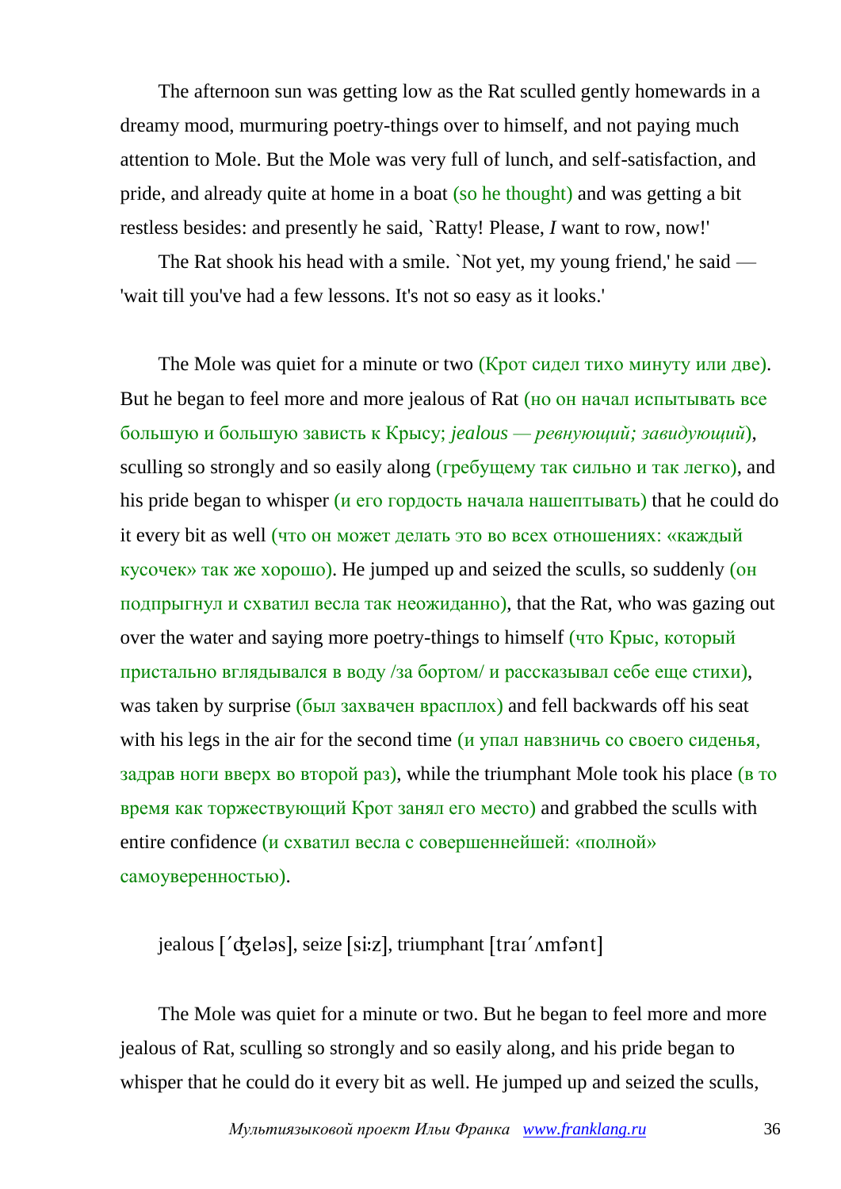The afternoon sun was getting low as the Rat sculled gently homewards in a dreamy mood, murmuring poetry-things over to himself, and not paying much attention to Mole. But the Mole was very full of lunch, and self-satisfaction, and pride, and already quite at home in a boat (so he thought) and was getting a bit restless besides: and presently he said, `Ratty! Please, *I* want to row, now!'

The Rat shook his head with a smile. `Not yet, my young friend,' he said — 'wait till you've had a few lessons. It's not so easy as it looks.'

The Mole was quiet for a minute or two (Крот сидел тихо минуту или две). But he began to feel more and more jealous of Rat (но он начал испытывать все большую и большую зависть к Крысу; *jealous — ревнующий; завидующий*), sculling so strongly and so easily along (гребущему так сильно и так легко), and his pride began to whisper (и его гордость начала нашептывать) that he could do it every bit as well (что он может делать это во всех отношениях: «каждый кусочек» так же хорошо). He jumped up and seized the sculls, so suddenly (он подпрыгнул и схватил весла так неожиданно), that the Rat, who was gazing out over the water and saying more poetry-things to himself (что Крыс, который пристально вглядывался в воду /за бортом/ и рассказывал себе еще стихи), was taken by surprise (был захвачен врасплох) and fell backwards off his seat with his legs in the air for the second time (и упал навзничь со своего сиденья, задрав ноги вверх во второй раз), while the triumphant Mole took his place (в то время как торжествующий Крот занял его место) and grabbed the sculls with entire confidence (и схватил весла с совершеннейшей: «полной» самоуверенностью).

jealous [΄ʤeləs], seize [si:z], triumphant [traɪ΄ʌmfənt]

The Mole was quiet for a minute or two. But he began to feel more and more jealous of Rat, sculling so strongly and so easily along, and his pride began to whisper that he could do it every bit as well. He jumped up and seized the sculls,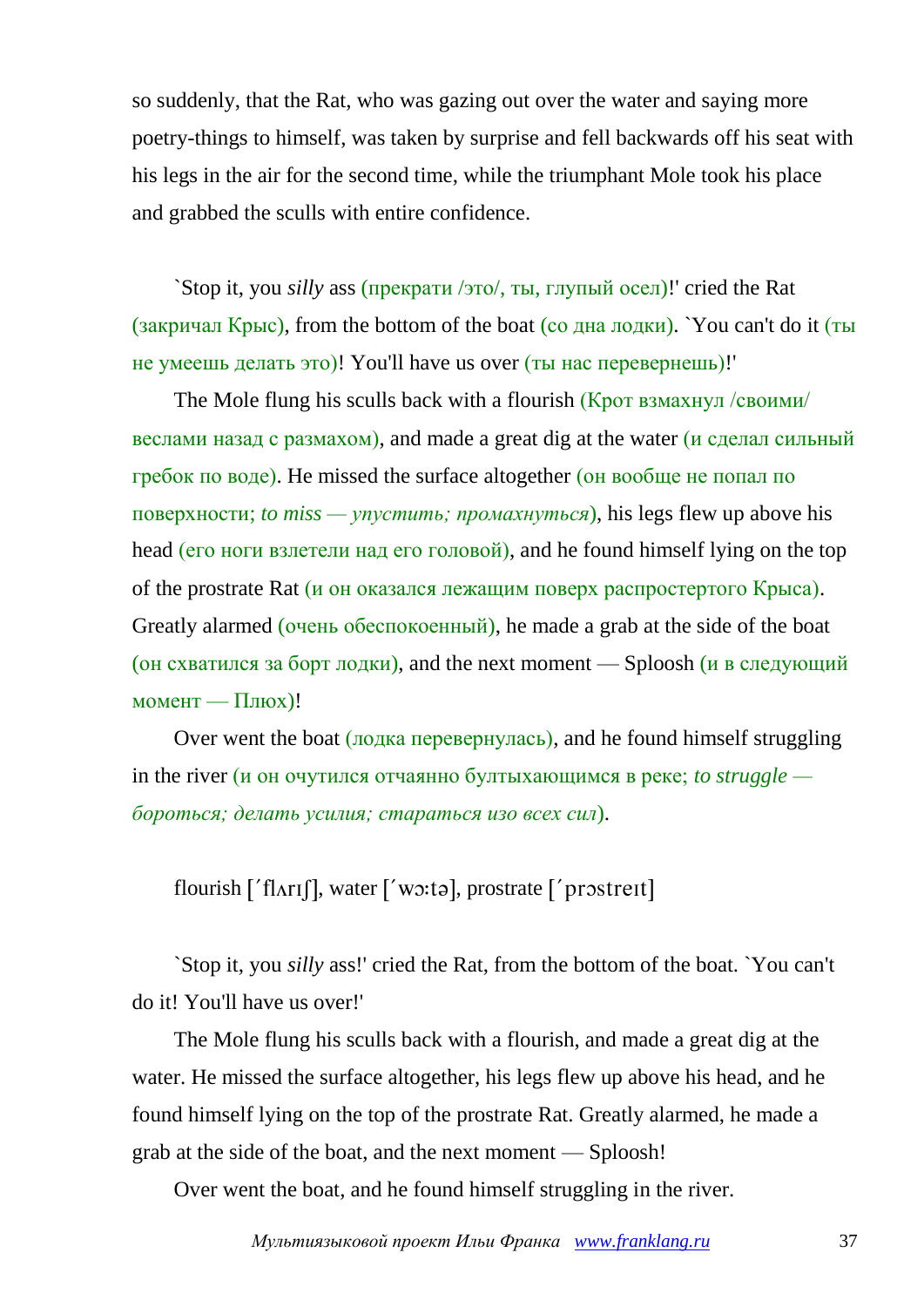so suddenly, that the Rat, who was gazing out over the water and saying more poetry-things to himself, was taken by surprise and fell backwards off his seat with his legs in the air for the second time, while the triumphant Mole took his place and grabbed the sculls with entire confidence.

`Stop it, you *silly* ass (прекрати /это/, ты, глупый осел)!' cried the Rat (закричал Крыс), from the bottom of the boat (со дна лодки). `You can't do it (ты не умеешь делать это)! You'll have us over (ты нас перевернешь)!'

The Mole flung his sculls back with a flourish (Крот взмахнул /своими/ веслами назад с размахом), and made a great dig at the water (и сделал сильный гребок по воде). He missed the surface altogether (он вообще не попал по поверхности; *to miss — упустить; промахнуться*), his legs flew up above his head (его ноги взлетели над его головой), and he found himself lying on the top of the prostrate Rat (и он оказался лежащим поверх распростертого Крыса). Greatly alarmed (очень обеспокоенный), he made a grab at the side of the boat (он схватился за борт лодки), and the next moment — Sploosh (и в следующий момент — Плюх)!

Over went the boat (лодка перевернулась), and he found himself struggling in the river (и он очутился отчаянно бултыхающимся в реке; *to struggle — бороться; делать усилия; стараться изо всех сил*).

flourish [ˊflʌrɪʃ], water [ˊwɔ:tə], prostrate [ˊprɔstreɪt]

`Stop it, you *silly* ass!' cried the Rat, from the bottom of the boat. `You can't do it! You'll have us over!'

The Mole flung his sculls back with a flourish, and made a great dig at the water. He missed the surface altogether, his legs flew up above his head, and he found himself lying on the top of the prostrate Rat. Greatly alarmed, he made a grab at the side of the boat, and the next moment — Sploosh!

Over went the boat, and he found himself struggling in the river.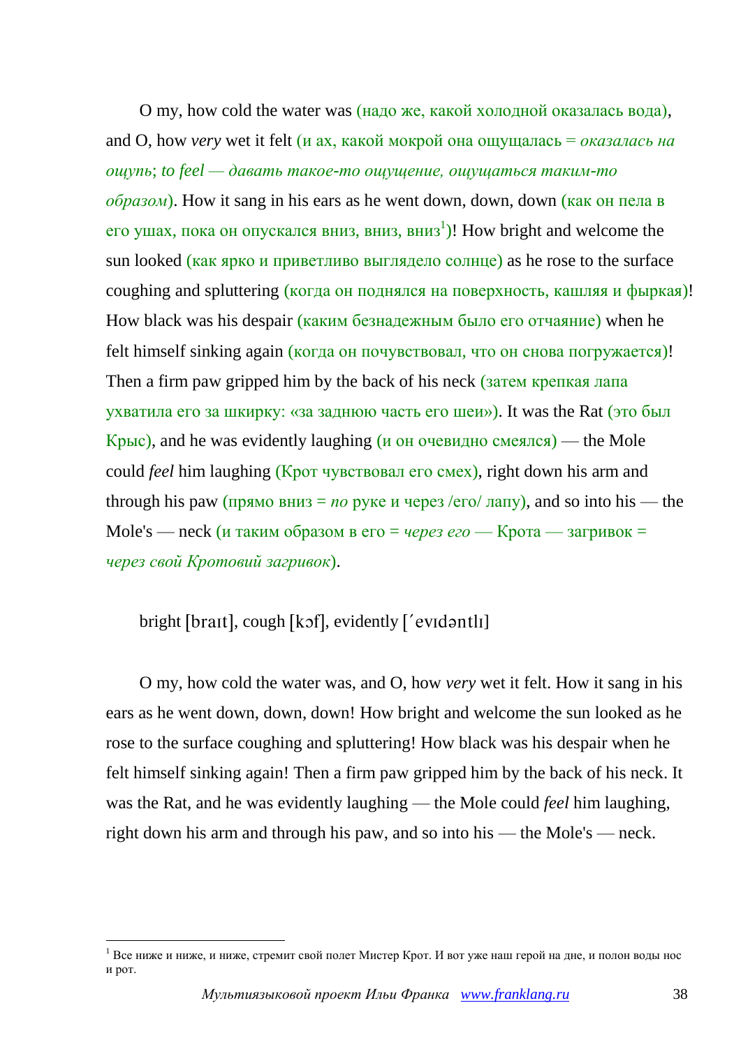O my, how cold the water was (надо же, какой холодной оказалась вода), and O, how *very* wet it felt (и ах, какой мокрой она ощущалась = *оказалась на ощупь*; *to feel — давать такое-то ощущение, ощущаться таким-то образом*). How it sang in his ears as he went down, down, down (как он пела в его ушах, пока он опускался вниз, вниз, вниз[1])! How bright and welcome the sun looked (как ярко и приветливо выглядело солнце) as he rose to the surface coughing and spluttering (когда он поднялся на поверхность, кашляя и фыркая)! How black was his despair (каким безнадежным было его отчаяние) when he felt himself sinking again (когда он почувствовал, что он снова погружается)! Then a firm paw gripped him by the back of his neck (затем крепкая лапа ухватила его за шкирку: «за заднюю часть его шеи»). It was the Rat (это был Крыс), and he was evidently laughing (и он очевидно смеялся) — the Mole could *feel* him laughing (Крот чувствовал его смех), right down his arm and through his paw (прямо вниз = *по* руке и через /его/ лапу), and so into his — the Mole's — neck (и таким образом в его = *через его* — Крота — загривок = *через свой Кротовий загривок*).

bright [braɪt], cough [kɔf], evidently [ˊevɪdəntlɪ]

O my, how cold the water was, and O, how *very* wet it felt. How it sang in his ears as he went down, down, down! How bright and welcome the sun looked as he rose to the surface coughing and spluttering! How black was his despair when he felt himself sinking again! Then a firm paw gripped him by the back of his neck. It was the Rat, and he was evidently laughing — the Mole could *feel* him laughing, right down his arm and through his paw, and so into his — the Mole's — neck.

---

[1] Все ниже и ниже, и ниже, стремит свой полет Мистер Крот. И вот уже наш герой на дне, и полон воды нос и рот.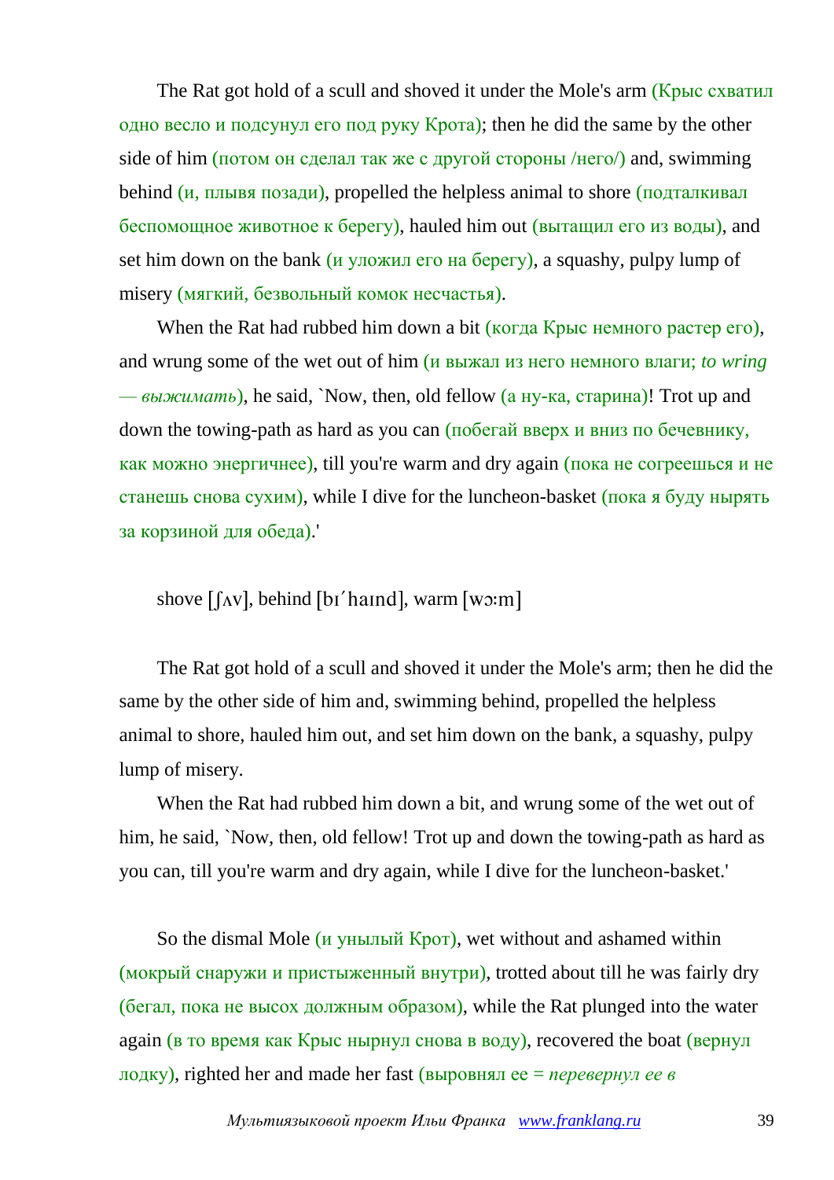The Rat got hold of a scull and shoved it under the Mole's arm (Крыс схватил одно весло и подсунул его под руку Крота); then he did the same by the other side of him (потом он сделал так же с другой стороны /него/) and, swimming behind (и, плывя позади), propelled the helpless animal to shore (подталкивал беспомощное животное к берегу), hauled him out (вытащил его из воды), and set him down on the bank (и уложил его на берегу), a squashy, pulpy lump of misery (мягкий, безвольный комок несчастья).

When the Rat had rubbed him down a bit (когда Крыс немного растер его), and wrung some of the wet out of him (и выжал из него немного влаги; *to wring — выжимать*), he said, `Now, then, old fellow (а ну-ка, старина)! Trot up and down the towing-path as hard as you can (побегай вверх и вниз по бечевнику, как можно энергичнее), till you're warm and dry again (пока не согреешься и не станешь снова сухим), while I dive for the luncheon-basket (пока я буду нырять за корзиной для обеда).'

shove [ʃʌv], behind [bɪˊhaɪnd], warm [wɔːm]

The Rat got hold of a scull and shoved it under the Mole's arm; then he did the same by the other side of him and, swimming behind, propelled the helpless animal to shore, hauled him out, and set him down on the bank, a squashy, pulpy lump of misery.

When the Rat had rubbed him down a bit, and wrung some of the wet out of him, he said, `Now, then, old fellow! Trot up and down the towing-path as hard as you can, till you're warm and dry again, while I dive for the luncheon-basket.'

So the dismal Mole (и унылый Крот), wet without and ashamed within (мокрый снаружи и пристыженный внутри), trotted about till he was fairly dry (бегал, пока не высох должным образом), while the Rat plunged into the water again (в то время как Крыс нырнул снова в воду), recovered the boat (вернул лодку), righted her and made her fast (выровнял ее = *перевернул ее в*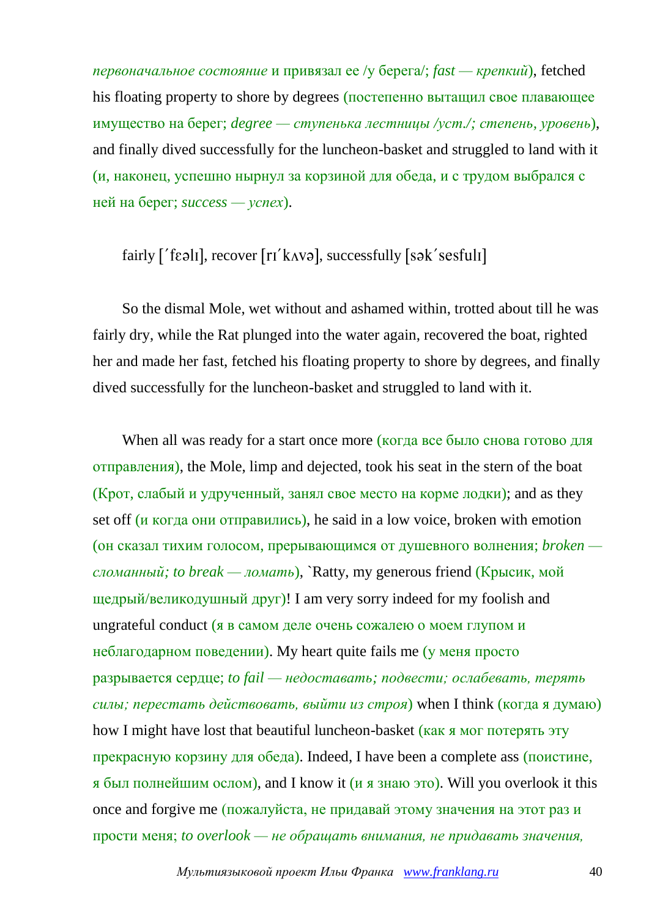*первоначальное состояние* и привязал ее /у берега/; *fast — крепкий*), fetched his floating property to shore by degrees (постепенно вытащил свое плавающее имущество на берег; *degree — ступенька лестницы /уст./; степень, уровень*), and finally dived successfully for the luncheon-basket and struggled to land with it (и, наконец, успешно нырнул за корзиной для обеда, и с трудом выбрался с ней на берег; *success — успех*).

fairly [ˊfɛəlɪ], recover [rɪˊkʌvə], successfully [səkˊsesfulɪ]

So the dismal Mole, wet without and ashamed within, trotted about till he was fairly dry, while the Rat plunged into the water again, recovered the boat, righted her and made her fast, fetched his floating property to shore by degrees, and finally dived successfully for the luncheon-basket and struggled to land with it.

When all was ready for a start once more (когда все было снова готово для отправления), the Mole, limp and dejected, took his seat in the stern of the boat (Крот, слабый и удрученный, занял свое место на корме лодки); and as they set off (и когда они отправились), he said in a low voice, broken with emotion (он сказал тихим голосом, прерывающимся от душевного волнения; *broken — сломанный; to break — ломать*), `Ratty, my generous friend (Крысик, мой щедрый/великодушный друг)! I am very sorry indeed for my foolish and ungrateful conduct (я в самом деле очень сожалею о моем глупом и неблагодарном поведении). My heart quite fails me (у меня просто разрывается сердце; *to fail — недоставать; подвести; ослабевать, терять силы; перестать действовать, выйти из строя*) when I think (когда я думаю) how I might have lost that beautiful luncheon-basket (как я мог потерять эту прекрасную корзину для обеда). Indeed, I have been a complete ass (поистине, я был полнейшим ослом), and I know it (и я знаю это). Will you overlook it this once and forgive me (пожалуйста, не придавай этому значения на этот раз и прости меня; *to overlook — не обращать внимания, не придавать значения,*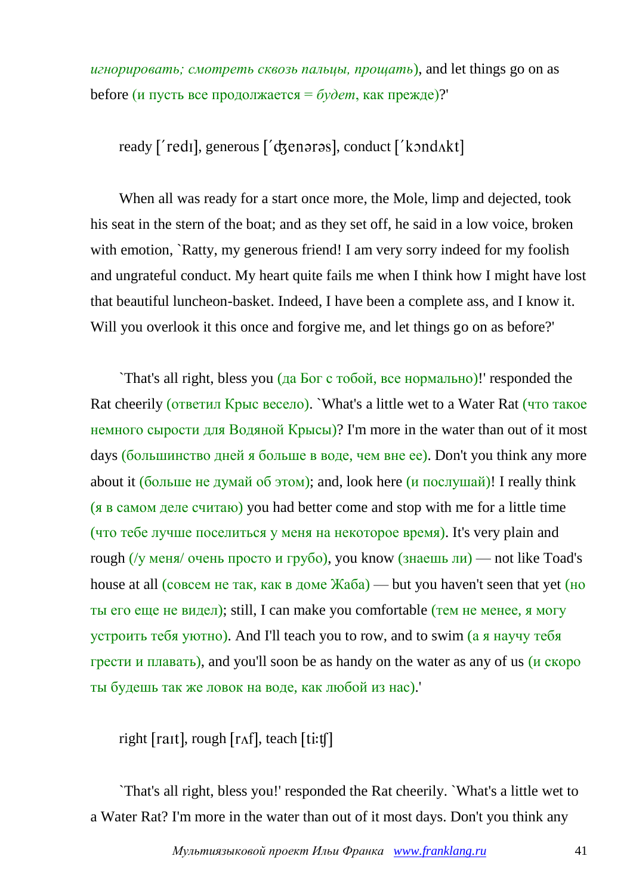*игнорировать; смотреть сквозь пальцы, прощать*), and let things go on as before (и пусть все продолжается = *будет*, как прежде)?'

ready [´redɪ], generous [´ʤenərəs], conduct [´kɔndʌkt]

When all was ready for a start once more, the Mole, limp and dejected, took his seat in the stern of the boat; and as they set off, he said in a low voice, broken with emotion, `Ratty, my generous friend! I am very sorry indeed for my foolish and ungrateful conduct. My heart quite fails me when I think how I might have lost that beautiful luncheon-basket. Indeed, I have been a complete ass, and I know it. Will you overlook it this once and forgive me, and let things go on as before?'

`That's all right, bless you (да Бог с тобой, все нормально)!' responded the Rat cheerily (ответил Крыс весело). `What's a little wet to a Water Rat (что такое немного сырости для Водяной Крысы)? I'm more in the water than out of it most days (большинство дней я больше в воде, чем вне ее). Don't you think any more about it (больше не думай об этом); and, look here (и послушай)! I really think (я в самом деле считаю) you had better come and stop with me for a little time (что тебе лучше поселиться у меня на некоторое время). It's very plain and rough (/у меня/ очень просто и грубо), you know (знаешь ли) — not like Toad's house at all (совсем не так, как в доме Жаба) — but you haven't seen that yet (но ты его еще не видел); still, I can make you comfortable (тем не менее, я могу устроить тебя уютно). And I'll teach you to row, and to swim (а я научу тебя грести и плавать), and you'll soon be as handy on the water as any of us (и скоро ты будешь так же ловок на воде, как любой из нас).'

right [raɪt], rough [rʌf], teach [ti:ʧ]

`That's all right, bless you!' responded the Rat cheerily. `What's a little wet to a Water Rat? I'm more in the water than out of it most days. Don't you think any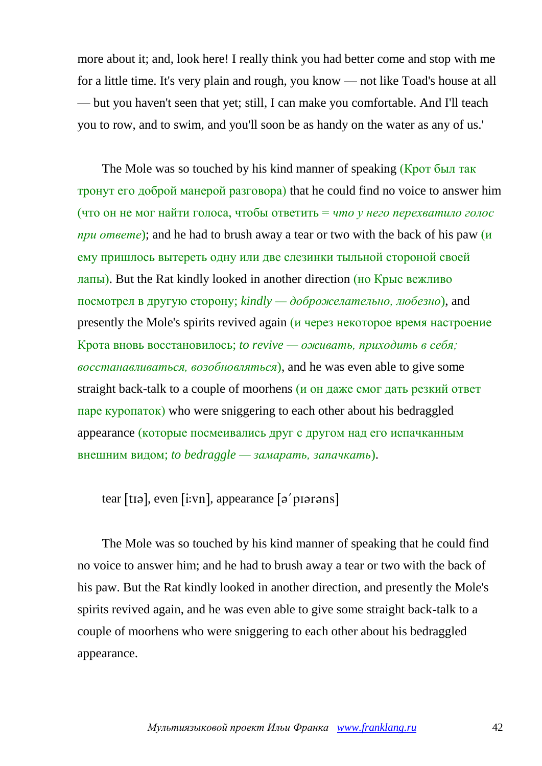more about it; and, look here! I really think you had better come and stop with me for a little time. It's very plain and rough, you know — not like Toad's house at all — but you haven't seen that yet; still, I can make you comfortable. And I'll teach you to row, and to swim, and you'll soon be as handy on the water as any of us.'

The Mole was so touched by his kind manner of speaking (Крот был так тронут его доброй манерой разговора) that he could find no voice to answer him (что он не мог найти голоса, чтобы ответить = *что у него перехватило голос при ответе*); and he had to brush away a tear or two with the back of his paw (и ему пришлось вытереть одну или две слезинки тыльной стороной своей лапы). But the Rat kindly looked in another direction (но Крыс вежливо посмотрел в другую сторону; *kindly — доброжелательно, любезно*), and presently the Mole's spirits revived again (и через некоторое время настроение Крота вновь восстановилось; *to revive — оживать, приходить в себя; восстанавливаться, возобновляться*), and he was even able to give some straight back-talk to a couple of moorhens (и он даже смог дать резкий ответ паре куропаток) who were sniggering to each other about his bedraggled appearance (которые посмеивались друг с другом над его испачканным внешним видом; *to bedraggle — замарать, запачкать*).

tear [tɪə], even [i:vn], appearance [ə´pɪərəns]

The Mole was so touched by his kind manner of speaking that he could find no voice to answer him; and he had to brush away a tear or two with the back of his paw. But the Rat kindly looked in another direction, and presently the Mole's spirits revived again, and he was even able to give some straight back-talk to a couple of moorhens who were sniggering to each other about his bedraggled appearance.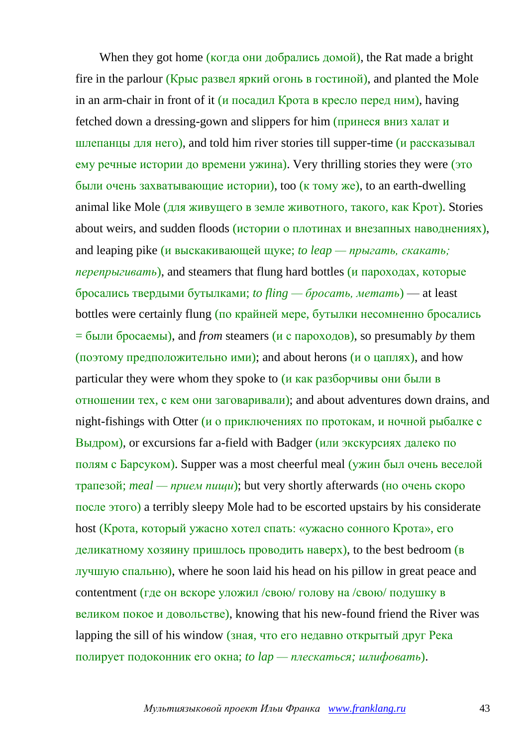When they got home (когда они добрались домой), the Rat made a bright fire in the parlour (Крыс развел яркий огонь в гостиной), and planted the Mole in an arm-chair in front of it (и посадил Крота в кресло перед ним), having fetched down a dressing-gown and slippers for him (принеся вниз халат и шлепанцы для него), and told him river stories till supper-time (и рассказывал ему речные истории до времени ужина). Very thrilling stories they were (это были очень захватывающие истории), too (к тому же), to an earth-dwelling animal like Mole (для живущего в земле животного, такого, как Крот). Stories about weirs, and sudden floods (истории о плотинах и внезапных наводнениях), and leaping pike (и выскакивающей щуке; *to leap — прыгать, скакать; перепрыгивать*), and steamers that flung hard bottles (и пароходах, которые бросались твердыми бутылками; *to fling — бросать, метать*) — at least bottles were certainly flung (по крайней мере, бутылки несомненно бросались = были бросаемы), and *from* steamers (и с пароходов), so presumably *by* them (поэтому предположительно ими); and about herons (и о цаплях), and how particular they were whom they spoke to (и как разборчивы они были в отношении тех, с кем они заговаривали); and about adventures down drains, and night-fishings with Otter (и о приключениях по протокам, и ночной рыбалке с Выдром), or excursions far a-field with Badger (или экскурсиях далеко по полям с Барсуком). Supper was a most cheerful meal (ужин был очень веселой трапезой; *meal — прием пищи*); but very shortly afterwards (но очень скоро после этого) a terribly sleepy Mole had to be escorted upstairs by his considerate host (Крота, который ужасно хотел спать: «ужасно сонного Крота», его деликатному хозяину пришлось проводить наверх), to the best bedroom (в лучшую спальню), where he soon laid his head on his pillow in great peace and contentment (где он вскоре уложил /свою/ голову на /свою/ подушку в великом покое и довольстве), knowing that his new-found friend the River was lapping the sill of his window (зная, что его недавно открытый друг Река полирует подоконник его окна; *to lap — плескаться; шлифовать*).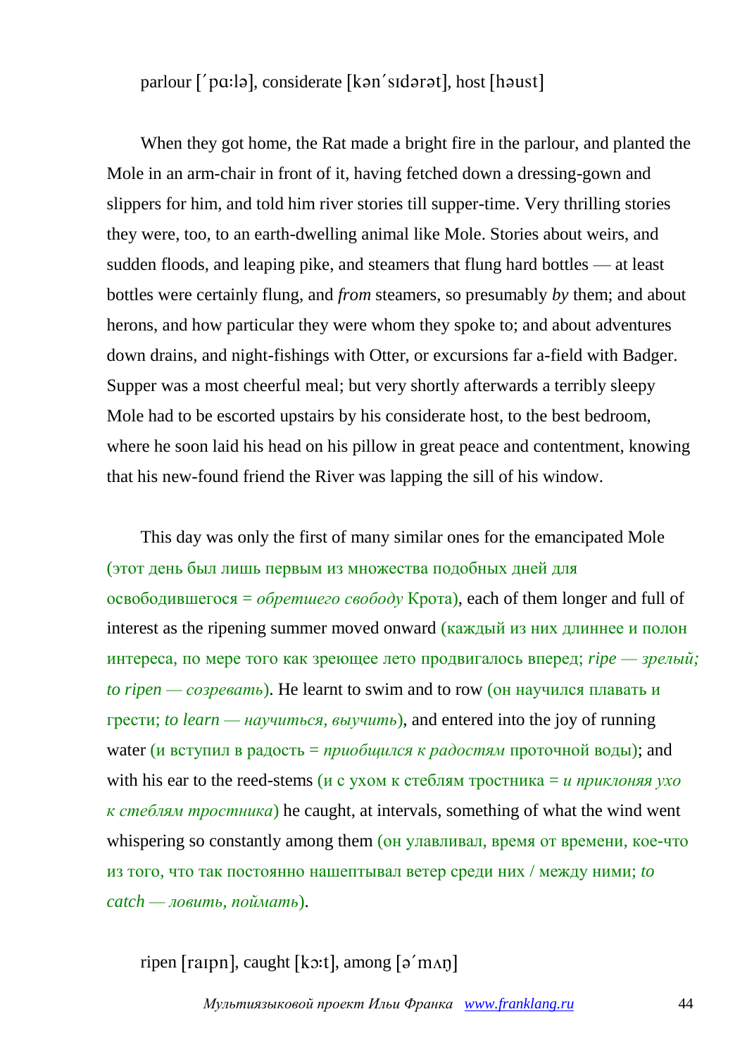parlour [΄pɑ:lə], considerate [kən΄sɪdərət], host [həust]

When they got home, the Rat made a bright fire in the parlour, and planted the Mole in an arm-chair in front of it, having fetched down a dressing-gown and slippers for him, and told him river stories till supper-time. Very thrilling stories they were, too, to an earth-dwelling animal like Mole. Stories about weirs, and sudden floods, and leaping pike, and steamers that flung hard bottles — at least bottles were certainly flung, and *from* steamers, so presumably *by* them; and about herons, and how particular they were whom they spoke to; and about adventures down drains, and night-fishings with Otter, or excursions far a-field with Badger. Supper was a most cheerful meal; but very shortly afterwards a terribly sleepy Mole had to be escorted upstairs by his considerate host, to the best bedroom, where he soon laid his head on his pillow in great peace and contentment, knowing that his new-found friend the River was lapping the sill of his window.

This day was only the first of many similar ones for the emancipated Mole (этот день был лишь первым из множества подобных дней для освободившегося = *обретшего свободу* Крота), each of them longer and full of interest as the ripening summer moved onward (каждый из них длиннее и полон интереса, по мере того как зреющее лето продвигалось вперед; *ripe — зрелый; to ripen — созревать*). He learnt to swim and to row (он научился плавать и грести; *to learn — научиться, выучить*), and entered into the joy of running water (и вступил в радость = *приобщился к радостям* проточной воды); and with his ear to the reed-stems (и с ухом к стеблям тростника = *и приклоняя ухо к стеблям тростника*) he caught, at intervals, something of what the wind went whispering so constantly among them (он улавливал, время от времени, кое-что из того, что так постоянно нашептывал ветер среди них / между ними; *to catch — ловить, поймать*).

ripen [raɪpn], caught [kɔ:t], among [ə΄mʌŋ]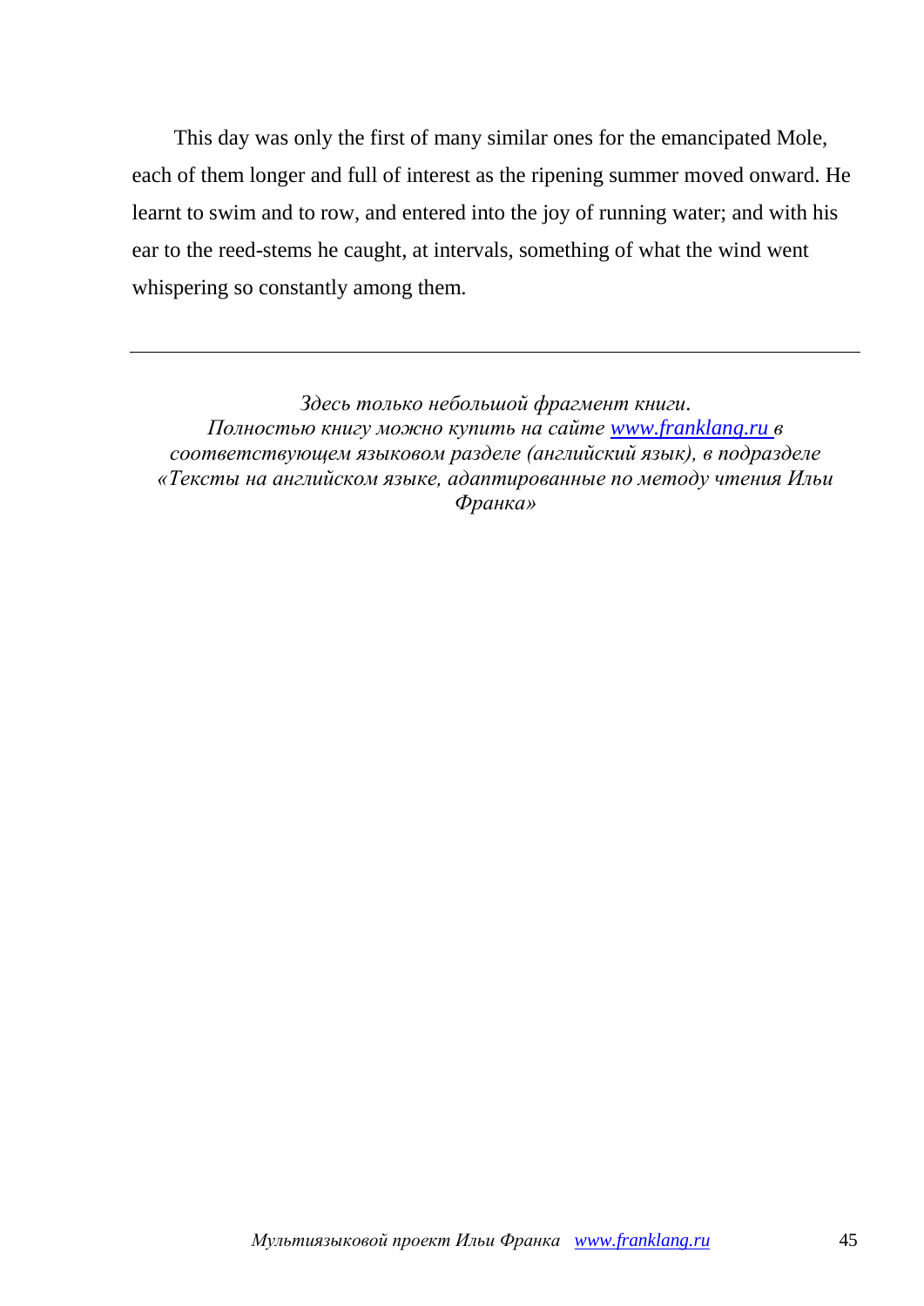This day was only the first of many similar ones for the emancipated Mole, each of them longer and full of interest as the ripening summer moved onward. He learnt to swim and to row, and entered into the joy of running water; and with his ear to the reed-stems he caught, at intervals, something of what the wind went whispering so constantly among them.

---

*Здесь только небольшой фрагмент книги.*
*Полностью книгу можно купить на сайте [www.franklang.ru](http://www.franklang.ru) в соответствующем языковом разделе (английский язык), в подразделе «Тексты на английском языке, адаптированные по методу чтения Ильи Франка»*